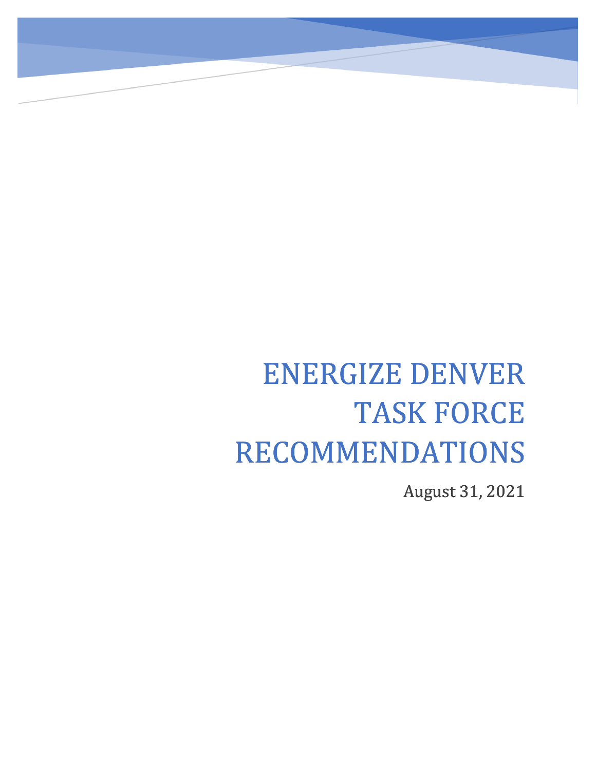# ENERGIZE DENVER TASK FORCE RECOMMENDATIONS

August 31, 2021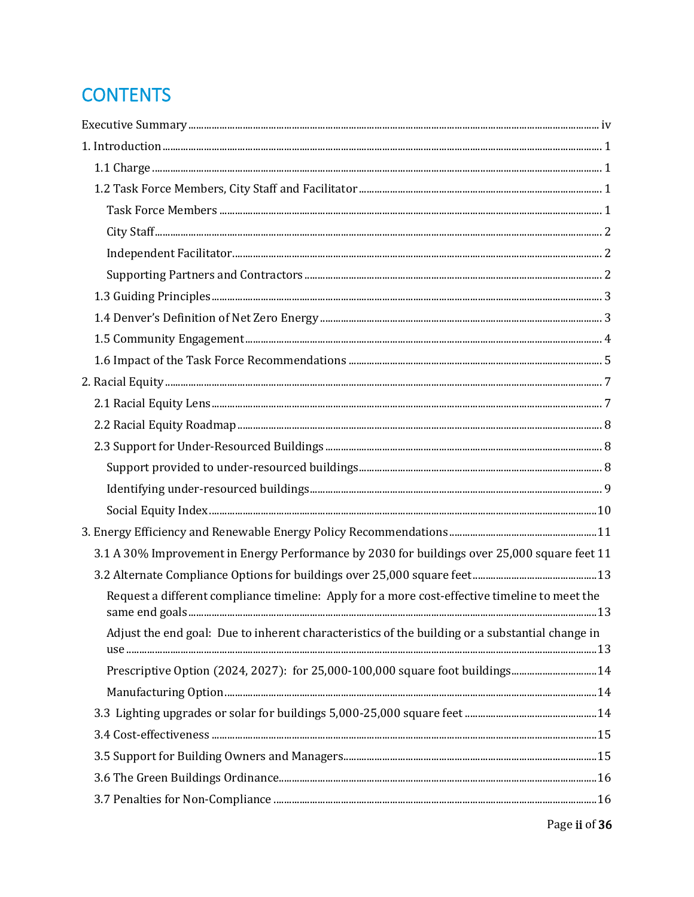# CONTENTS

Executive Summary ..... iv

1. Introduction ..... 1
   - 1.1 Charge ..... 1
   - 1.2 Task Force Members, City Staff and Facilitator ..... 1
     - Task Force Members ..... 1
     - City Staff ..... 2
     - Independent Facilitator ..... 2
     - Supporting Partners and Contractors ..... 2
   - 1.3 Guiding Principles ..... 3
   - 1.4 Denver's Definition of Net Zero Energy ..... 3
   - 1.5 Community Engagement ..... 4
   - 1.6 Impact of the Task Force Recommendations ..... 5
2. Racial Equity ..... 7
   - 2.1 Racial Equity Lens ..... 7
   - 2.2 Racial Equity Roadmap ..... 8
   - 2.3 Support for Under-Resourced Buildings ..... 8
     - Support provided to under-resourced buildings ..... 8
     - Identifying under-resourced buildings ..... 9
     - Social Equity Index ..... 10
3. Energy Efficiency and Renewable Energy Policy Recommendations ..... 11
   - 3.1 A 30% Improvement in Energy Performance by 2030 for buildings over 25,000 square feet ..... 11
   - 3.2 Alternate Compliance Options for buildings over 25,000 square feet ..... 13
     - Request a different compliance timeline: Apply for a more cost-effective timeline to meet the same end goals ..... 13
     - Adjust the end goal: Due to inherent characteristics of the building or a substantial change in use ..... 13
     - Prescriptive Option (2024, 2027): for 25,000-100,000 square foot buildings ..... 14
     - Manufacturing Option ..... 14
   - 3.3 Lighting upgrades or solar for buildings 5,000-25,000 square feet ..... 14
   - 3.4 Cost-effectiveness ..... 15
   - 3.5 Support for Building Owners and Managers ..... 15
   - 3.6 The Green Buildings Ordinance ..... 16
   - 3.7 Penalties for Non-Compliance ..... 16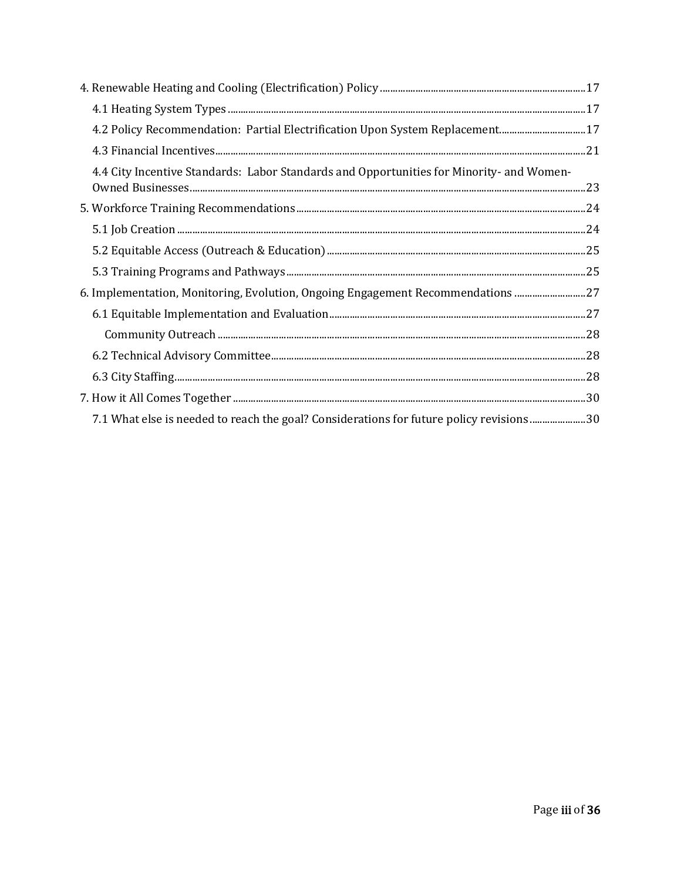4. Renewable Heating and Cooling (Electrification) Policy ........ 17

 4.1 Heating System Types ........ 17

 4.2 Policy Recommendation: Partial Electrification Upon System Replacement ........ 17

 4.3 Financial Incentives ........ 21

 4.4 City Incentive Standards: Labor Standards and Opportunities for Minority- and Women-Owned Businesses ........ 23

5. Workforce Training Recommendations ........ 24

 5.1 Job Creation ........ 24

 5.2 Equitable Access (Outreach & Education) ........ 25

 5.3 Training Programs and Pathways ........ 25

6. Implementation, Monitoring, Evolution, Ongoing Engagement Recommendations ........ 27

 6.1 Equitable Implementation and Evaluation ........ 27

  Community Outreach ........ 28

 6.2 Technical Advisory Committee ........ 28

 6.3 City Staffing ........ 28

7. How it All Comes Together ........ 30

 7.1 What else is needed to reach the goal? Considerations for future policy revisions ........ 30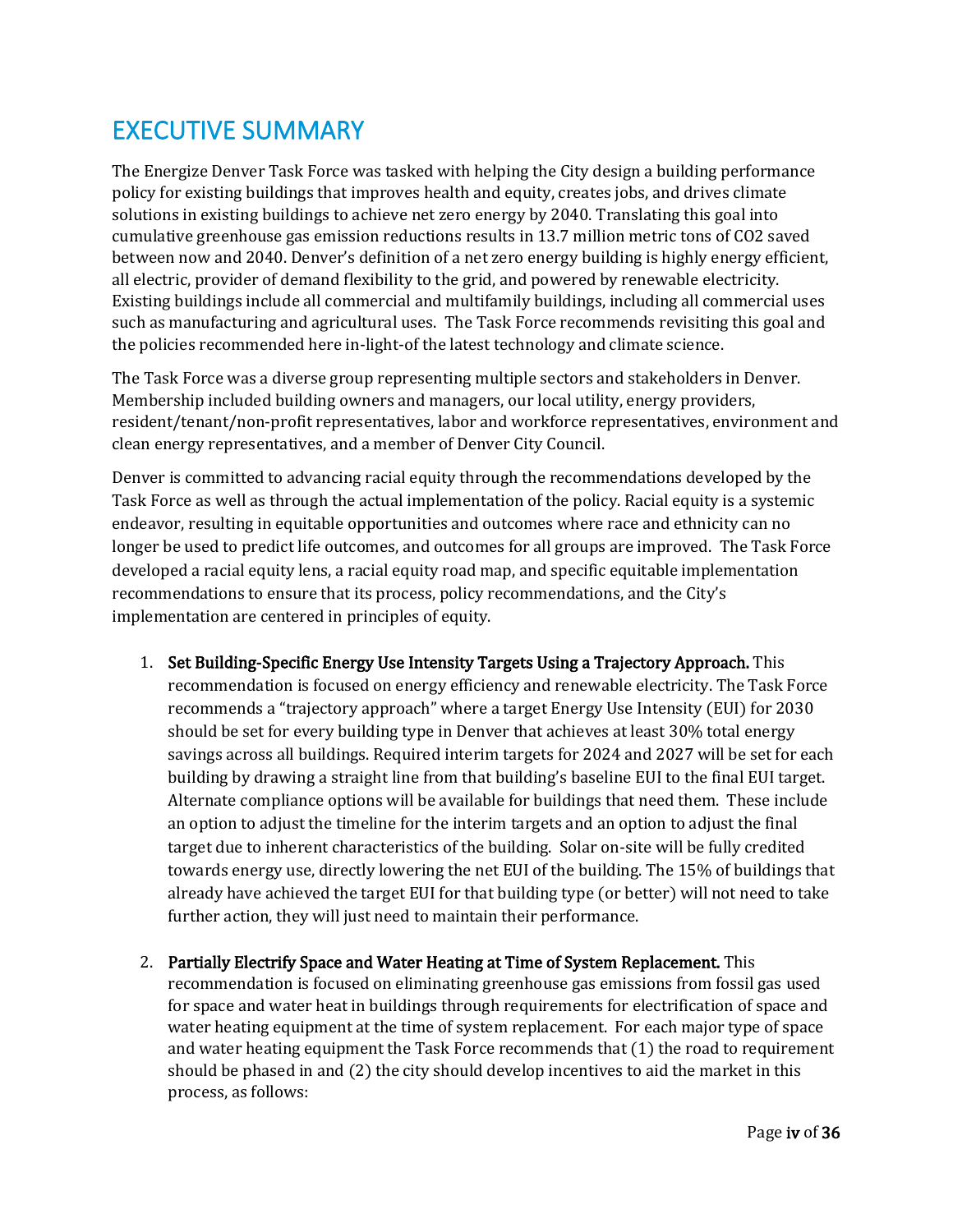# EXECUTIVE SUMMARY

The Energize Denver Task Force was tasked with helping the City design a building performance policy for existing buildings that improves health and equity, creates jobs, and drives climate solutions in existing buildings to achieve net zero energy by 2040. Translating this goal into cumulative greenhouse gas emission reductions results in 13.7 million metric tons of $CO_2$ saved between now and 2040. Denver's definition of a net zero energy building is highly energy efficient, all electric, provider of demand flexibility to the grid, and powered by renewable electricity. Existing buildings include all commercial and multifamily buildings, including all commercial uses such as manufacturing and agricultural uses. The Task Force recommends revisiting this goal and the policies recommended here in-light-of the latest technology and climate science.

The Task Force was a diverse group representing multiple sectors and stakeholders in Denver. Membership included building owners and managers, our local utility, energy providers, resident/tenant/non-profit representatives, labor and workforce representatives, environment and clean energy representatives, and a member of Denver City Council.

Denver is committed to advancing racial equity through the recommendations developed by the Task Force as well as through the actual implementation of the policy. Racial equity is a systemic endeavor, resulting in equitable opportunities and outcomes where race and ethnicity can no longer be used to predict life outcomes, and outcomes for all groups are improved. The Task Force developed a racial equity lens, a racial equity road map, and specific equitable implementation recommendations to ensure that its process, policy recommendations, and the City's implementation are centered in principles of equity.

1. **Set Building-Specific Energy Use Intensity Targets Using a Trajectory Approach.** This recommendation is focused on energy efficiency and renewable electricity. The Task Force recommends a "trajectory approach" where a target Energy Use Intensity (EUI) for 2030 should be set for every building type in Denver that achieves at least 30% total energy savings across all buildings. Required interim targets for 2024 and 2027 will be set for each building by drawing a straight line from that building's baseline EUI to the final EUI target. Alternate compliance options will be available for buildings that need them. These include an option to adjust the timeline for the interim targets and an option to adjust the final target due to inherent characteristics of the building. Solar on-site will be fully credited towards energy use, directly lowering the net EUI of the building. The 15% of buildings that already have achieved the target EUI for that building type (or better) will not need to take further action, they will just need to maintain their performance.

2. **Partially Electrify Space and Water Heating at Time of System Replacement.** This recommendation is focused on eliminating greenhouse gas emissions from fossil gas used for space and water heat in buildings through requirements for electrification of space and water heating equipment at the time of system replacement. For each major type of space and water heating equipment the Task Force recommends that (1) the road to requirement should be phased in and (2) the city should develop incentives to aid the market in this process, as follows: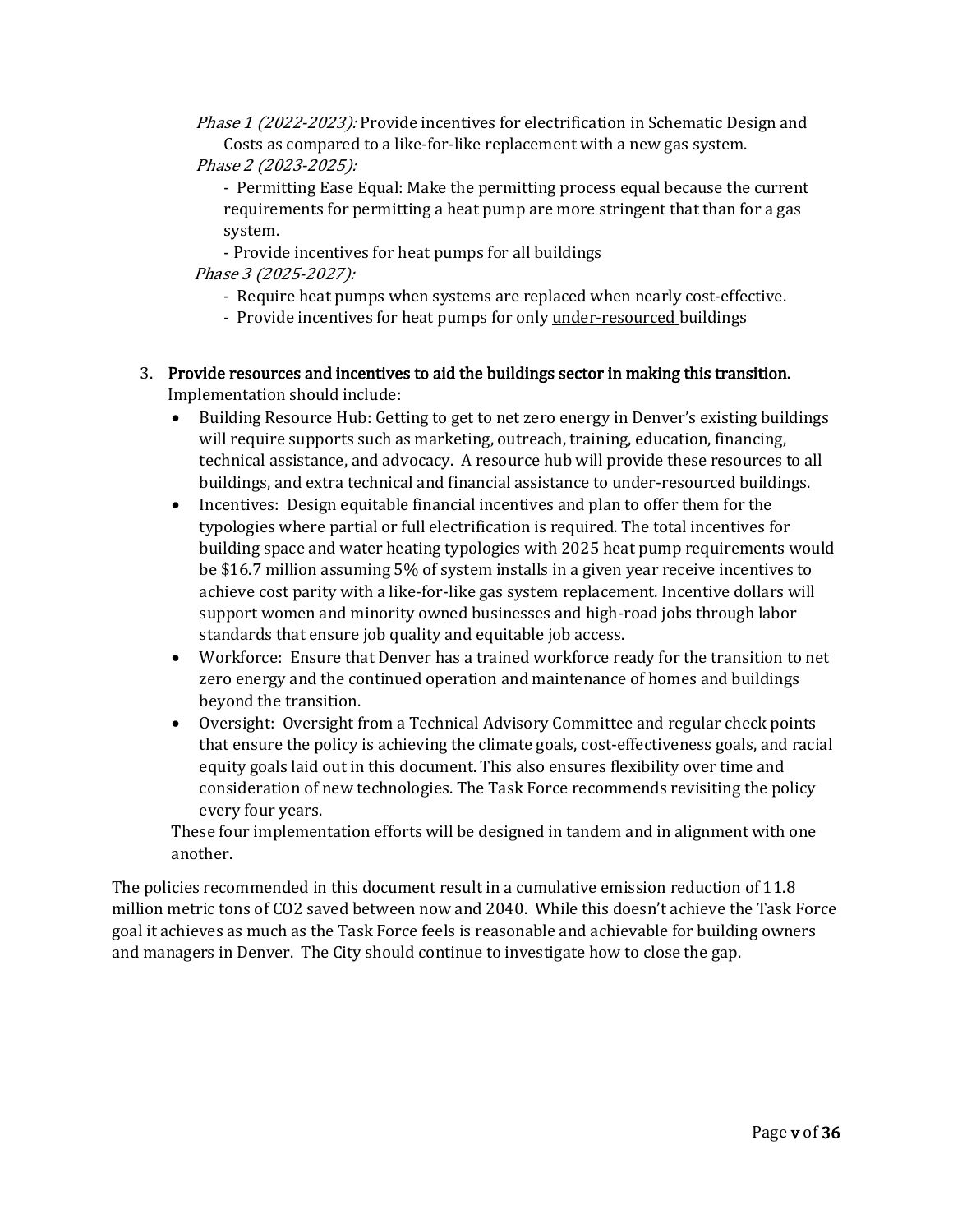*Phase 1 (2022-2023):* Provide incentives for electrification in Schematic Design and Costs as compared to a like-for-like replacement with a new gas system.

*Phase 2 (2023-2025):*

- Permitting Ease Equal: Make the permitting process equal because the current requirements for permitting a heat pump are more stringent that than for a gas system.
- Provide incentives for heat pumps for <u>all</u> buildings

*Phase 3 (2025-2027):*

- Require heat pumps when systems are replaced when nearly cost-effective.
- Provide incentives for heat pumps for only <u>under-resourced</u> buildings

3. **Provide resources and incentives to aid the buildings sector in making this transition.** Implementation should include:
   - Building Resource Hub: Getting to get to net zero energy in Denver's existing buildings will require supports such as marketing, outreach, training, education, financing, technical assistance, and advocacy. A resource hub will provide these resources to all buildings, and extra technical and financial assistance to under-resourced buildings.
   - Incentives: Design equitable financial incentives and plan to offer them for the typologies where partial or full electrification is required. The total incentives for building space and water heating typologies with 2025 heat pump requirements would be \$16.7 million assuming 5% of system installs in a given year receive incentives to achieve cost parity with a like-for-like gas system replacement. Incentive dollars will support women and minority owned businesses and high-road jobs through labor standards that ensure job quality and equitable job access.
   - Workforce: Ensure that Denver has a trained workforce ready for the transition to net zero energy and the continued operation and maintenance of homes and buildings beyond the transition.
   - Oversight: Oversight from a Technical Advisory Committee and regular check points that ensure the policy is achieving the climate goals, cost-effectiveness goals, and racial equity goals laid out in this document. This also ensures flexibility over time and consideration of new technologies. The Task Force recommends revisiting the policy every four years.

   These four implementation efforts will be designed in tandem and in alignment with one another.

The policies recommended in this document result in a cumulative emission reduction of 11.8 million metric tons of $CO_2$ saved between now and 2040. While this doesn't achieve the Task Force goal it achieves as much as the Task Force feels is reasonable and achievable for building owners and managers in Denver. The City should continue to investigate how to close the gap.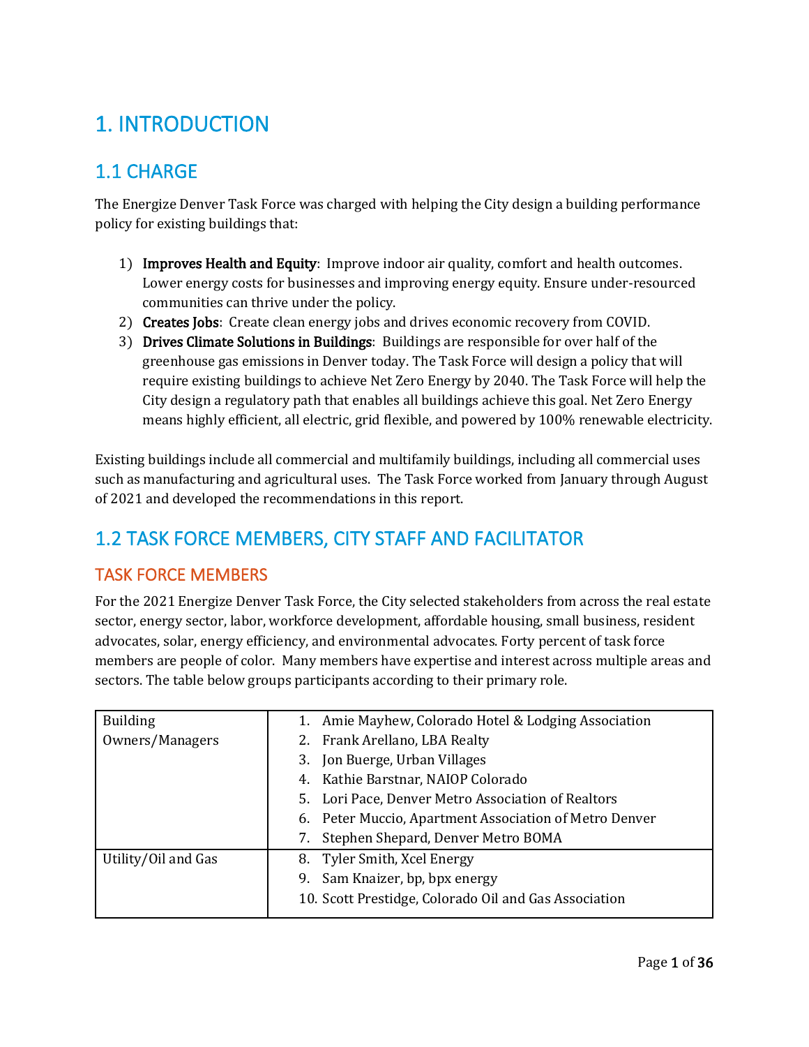# 1. INTRODUCTION

## 1.1 CHARGE

The Energize Denver Task Force was charged with helping the City design a building performance policy for existing buildings that:

1) **Improves Health and Equity**: Improve indoor air quality, comfort and health outcomes. Lower energy costs for businesses and improving energy equity. Ensure under-resourced communities can thrive under the policy.
2) **Creates Jobs**: Create clean energy jobs and drives economic recovery from COVID.
3) **Drives Climate Solutions in Buildings**: Buildings are responsible for over half of the greenhouse gas emissions in Denver today. The Task Force will design a policy that will require existing buildings to achieve Net Zero Energy by 2040. The Task Force will help the City design a regulatory path that enables all buildings achieve this goal. Net Zero Energy means highly efficient, all electric, grid flexible, and powered by 100% renewable electricity.

Existing buildings include all commercial and multifamily buildings, including all commercial uses such as manufacturing and agricultural uses. The Task Force worked from January through August of 2021 and developed the recommendations in this report.

## 1.2 TASK FORCE MEMBERS, CITY STAFF AND FACILITATOR

### TASK FORCE MEMBERS

For the 2021 Energize Denver Task Force, the City selected stakeholders from across the real estate sector, energy sector, labor, workforce development, affordable housing, small business, resident advocates, solar, energy efficiency, and environmental advocates. Forty percent of task force members are people of color. Many members have expertise and interest across multiple areas and sectors. The table below groups participants according to their primary role.

| Role | Members |
|---|---|
| Building Owners/Managers | 1. Amie Mayhew, Colorado Hotel & Lodging Association<br>2. Frank Arellano, LBA Realty<br>3. Jon Buerge, Urban Villages<br>4. Kathie Barstnar, NAIOP Colorado<br>5. Lori Pace, Denver Metro Association of Realtors<br>6. Peter Muccio, Apartment Association of Metro Denver<br>7. Stephen Shepard, Denver Metro BOMA |
| Utility/Oil and Gas | 8. Tyler Smith, Xcel Energy<br>9. Sam Knaizer, bp, bpx energy<br>10. Scott Prestidge, Colorado Oil and Gas Association |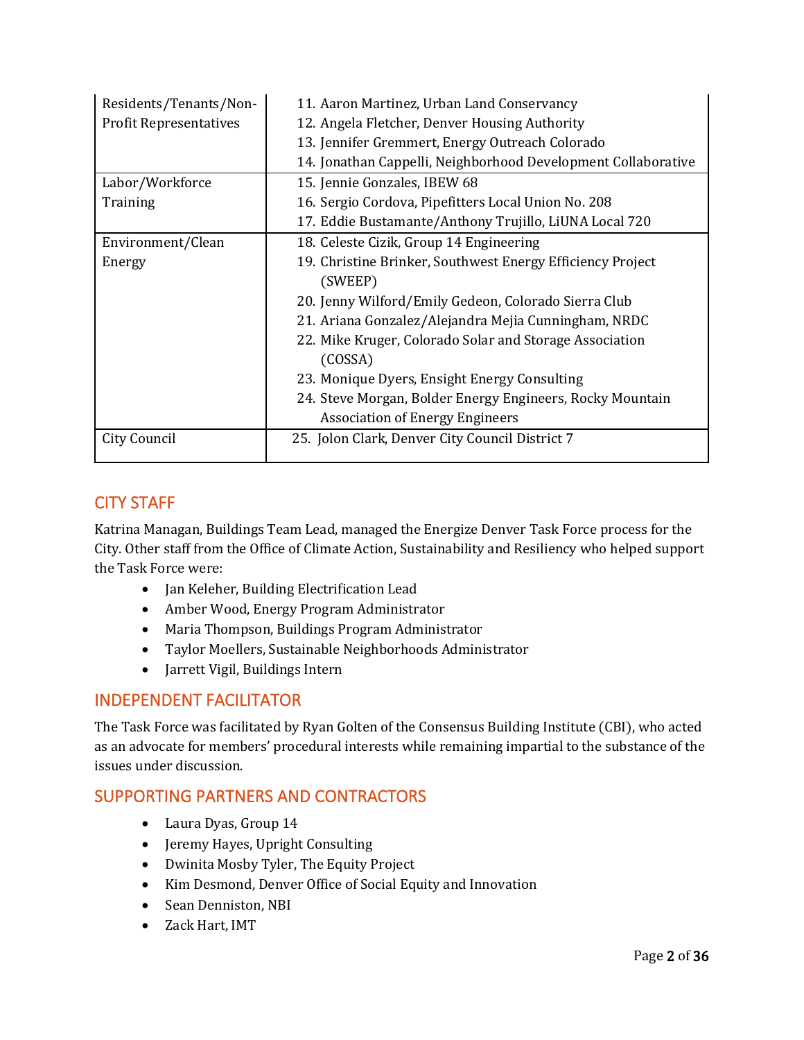| | |
|---|---|
| Residents/Tenants/Non-Profit Representatives | 11. Aaron Martinez, Urban Land Conservancy<br>12. Angela Fletcher, Denver Housing Authority<br>13. Jennifer Gremmert, Energy Outreach Colorado<br>14. Jonathan Cappelli, Neighborhood Development Collaborative |
| Labor/Workforce Training | 15. Jennie Gonzales, IBEW 68<br>16. Sergio Cordova, Pipefitters Local Union No. 208<br>17. Eddie Bustamante/Anthony Trujillo, LiUNA Local 720 |
| Environment/Clean Energy | 18. Celeste Cizik, Group 14 Engineering<br>19. Christine Brinker, Southwest Energy Efficiency Project (SWEEP)<br>20. Jenny Wilford/Emily Gedeon, Colorado Sierra Club<br>21. Ariana Gonzalez/Alejandra Mejia Cunningham, NRDC<br>22. Mike Kruger, Colorado Solar and Storage Association (COSSA)<br>23. Monique Dyers, Ensight Energy Consulting<br>24. Steve Morgan, Bolder Energy Engineers, Rocky Mountain Association of Energy Engineers |
| City Council | 25. Jolon Clark, Denver City Council District 7 |

## CITY STAFF

Katrina Managan, Buildings Team Lead, managed the Energize Denver Task Force process for the City. Other staff from the Office of Climate Action, Sustainability and Resiliency who helped support the Task Force were:

- Jan Keleher, Building Electrification Lead
- Amber Wood, Energy Program Administrator
- Maria Thompson, Buildings Program Administrator
- Taylor Moellers, Sustainable Neighborhoods Administrator
- Jarrett Vigil, Buildings Intern

## INDEPENDENT FACILITATOR

The Task Force was facilitated by Ryan Golten of the Consensus Building Institute (CBI), who acted as an advocate for members' procedural interests while remaining impartial to the substance of the issues under discussion.

## SUPPORTING PARTNERS AND CONTRACTORS

- Laura Dyas, Group 14
- Jeremy Hayes, Upright Consulting
- Dwinita Mosby Tyler, The Equity Project
- Kim Desmond, Denver Office of Social Equity and Innovation
- Sean Denniston, NBI
- Zack Hart, IMT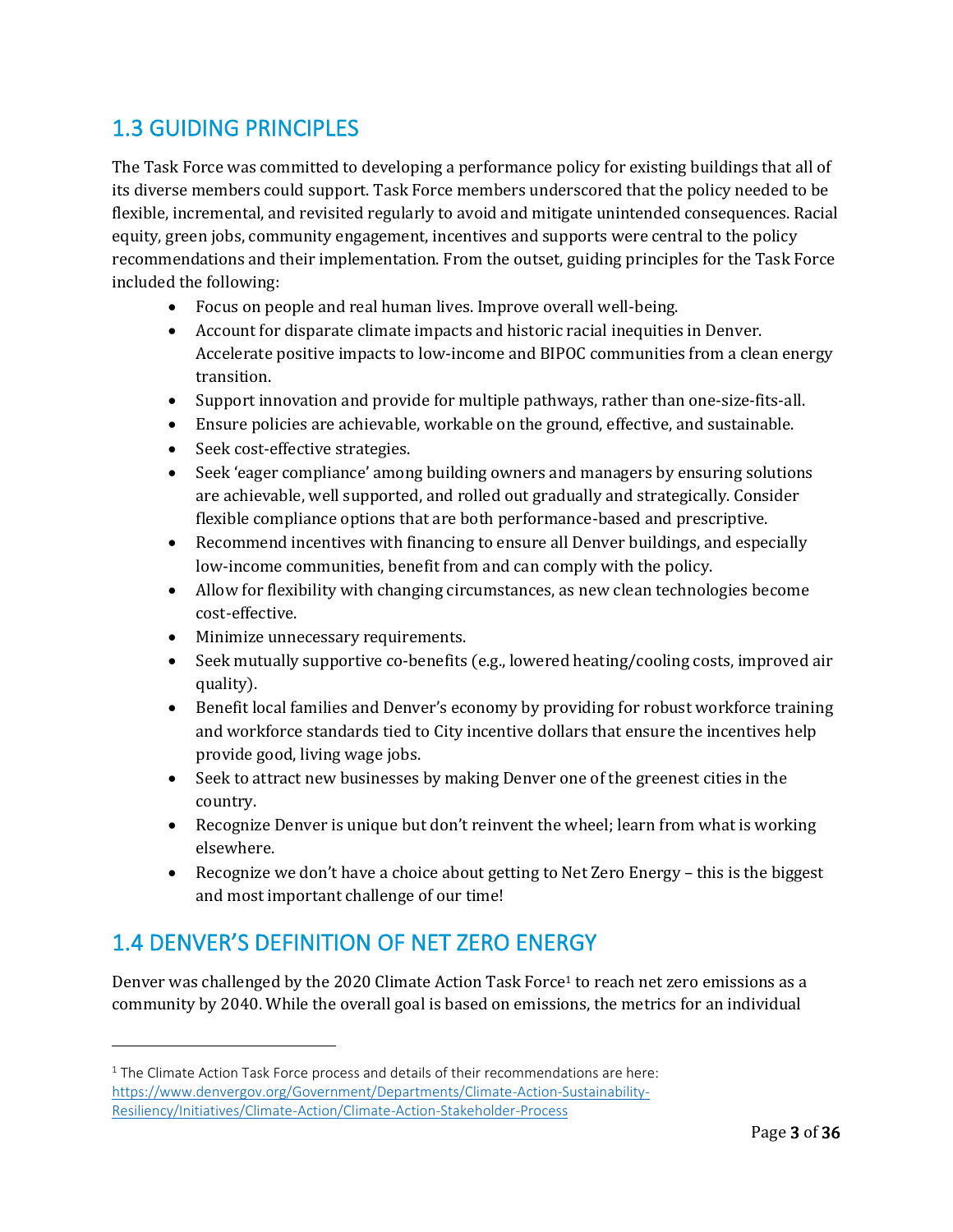## 1.3 GUIDING PRINCIPLES

The Task Force was committed to developing a performance policy for existing buildings that all of its diverse members could support. Task Force members underscored that the policy needed to be flexible, incremental, and revisited regularly to avoid and mitigate unintended consequences. Racial equity, green jobs, community engagement, incentives and supports were central to the policy recommendations and their implementation. From the outset, guiding principles for the Task Force included the following:

- Focus on people and real human lives. Improve overall well-being.
- Account for disparate climate impacts and historic racial inequities in Denver. Accelerate positive impacts to low-income and BIPOC communities from a clean energy transition.
- Support innovation and provide for multiple pathways, rather than one-size-fits-all.
- Ensure policies are achievable, workable on the ground, effective, and sustainable.
- Seek cost-effective strategies.
- Seek 'eager compliance' among building owners and managers by ensuring solutions are achievable, well supported, and rolled out gradually and strategically. Consider flexible compliance options that are both performance-based and prescriptive.
- Recommend incentives with financing to ensure all Denver buildings, and especially low-income communities, benefit from and can comply with the policy.
- Allow for flexibility with changing circumstances, as new clean technologies become cost-effective.
- Minimize unnecessary requirements.
- Seek mutually supportive co-benefits (e.g., lowered heating/cooling costs, improved air quality).
- Benefit local families and Denver's economy by providing for robust workforce training and workforce standards tied to City incentive dollars that ensure the incentives help provide good, living wage jobs.
- Seek to attract new businesses by making Denver one of the greenest cities in the country.
- Recognize Denver is unique but don't reinvent the wheel; learn from what is working elsewhere.
- Recognize we don't have a choice about getting to Net Zero Energy – this is the biggest and most important challenge of our time!

## 1.4 DENVER'S DEFINITION OF NET ZERO ENERGY

Denver was challenged by the 2020 Climate Action Task Force[1] to reach net zero emissions as a community by 2040. While the overall goal is based on emissions, the metrics for an individual

[1] The Climate Action Task Force process and details of their recommendations are here: https://www.denvergov.org/Government/Departments/Climate-Action-Sustainability-Resiliency/Initiatives/Climate-Action/Climate-Action-Stakeholder-Process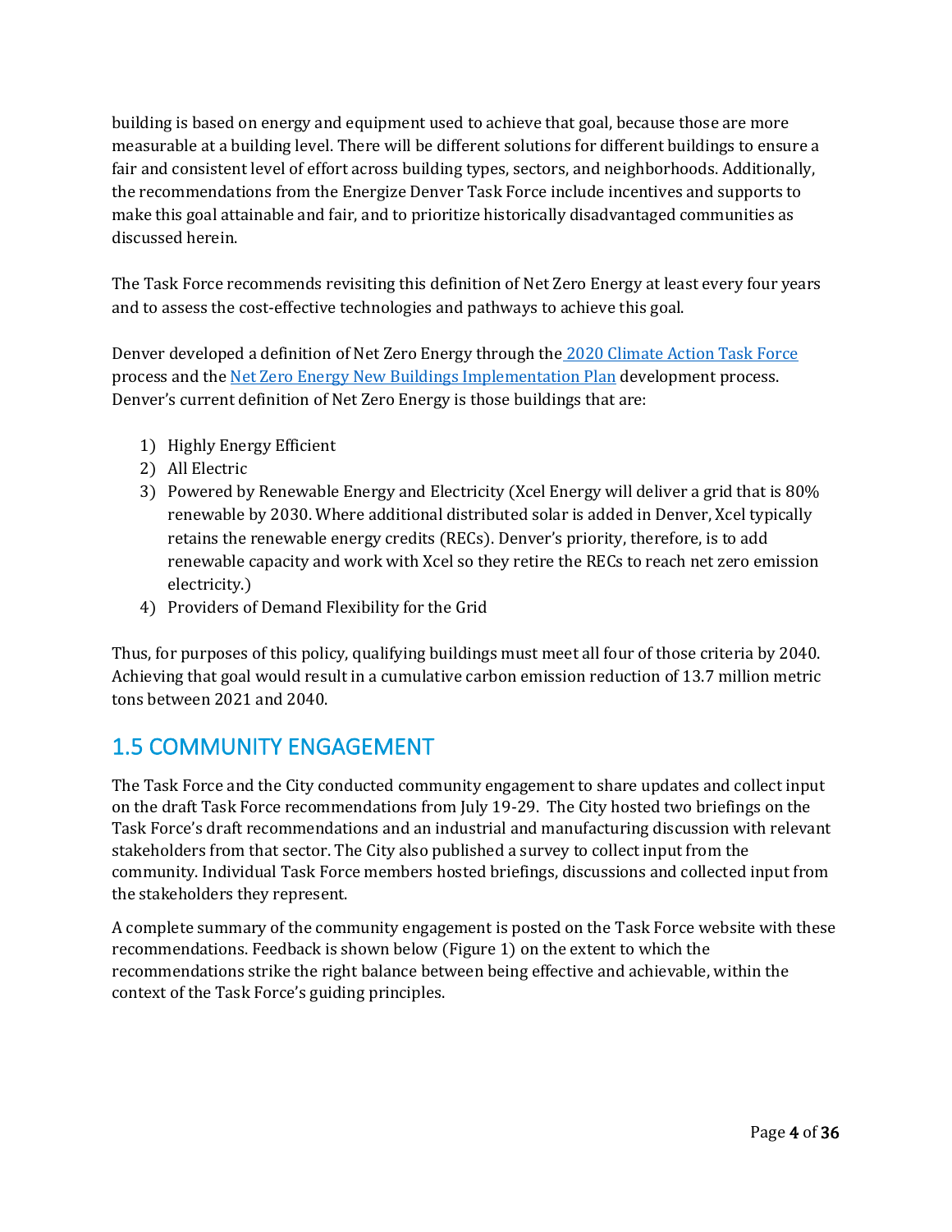building is based on energy and equipment used to achieve that goal, because those are more measurable at a building level. There will be different solutions for different buildings to ensure a fair and consistent level of effort across building types, sectors, and neighborhoods. Additionally, the recommendations from the Energize Denver Task Force include incentives and supports to make this goal attainable and fair, and to prioritize historically disadvantaged communities as discussed herein.

The Task Force recommends revisiting this definition of Net Zero Energy at least every four years and to assess the cost-effective technologies and pathways to achieve this goal.

Denver developed a definition of Net Zero Energy through the 2020 Climate Action Task Force process and the Net Zero Energy New Buildings Implementation Plan development process. Denver's current definition of Net Zero Energy is those buildings that are:

1) Highly Energy Efficient
2) All Electric
3) Powered by Renewable Energy and Electricity (Xcel Energy will deliver a grid that is 80% renewable by 2030. Where additional distributed solar is added in Denver, Xcel typically retains the renewable energy credits (RECs). Denver's priority, therefore, is to add renewable capacity and work with Xcel so they retire the RECs to reach net zero emission electricity.)
4) Providers of Demand Flexibility for the Grid

Thus, for purposes of this policy, qualifying buildings must meet all four of those criteria by 2040. Achieving that goal would result in a cumulative carbon emission reduction of 13.7 million metric tons between 2021 and 2040.

## 1.5 COMMUNITY ENGAGEMENT

The Task Force and the City conducted community engagement to share updates and collect input on the draft Task Force recommendations from July 19-29. The City hosted two briefings on the Task Force's draft recommendations and an industrial and manufacturing discussion with relevant stakeholders from that sector. The City also published a survey to collect input from the community. Individual Task Force members hosted briefings, discussions and collected input from the stakeholders they represent.

A complete summary of the community engagement is posted on the Task Force website with these recommendations. Feedback is shown below (Figure 1) on the extent to which the recommendations strike the right balance between being effective and achievable, within the context of the Task Force's guiding principles.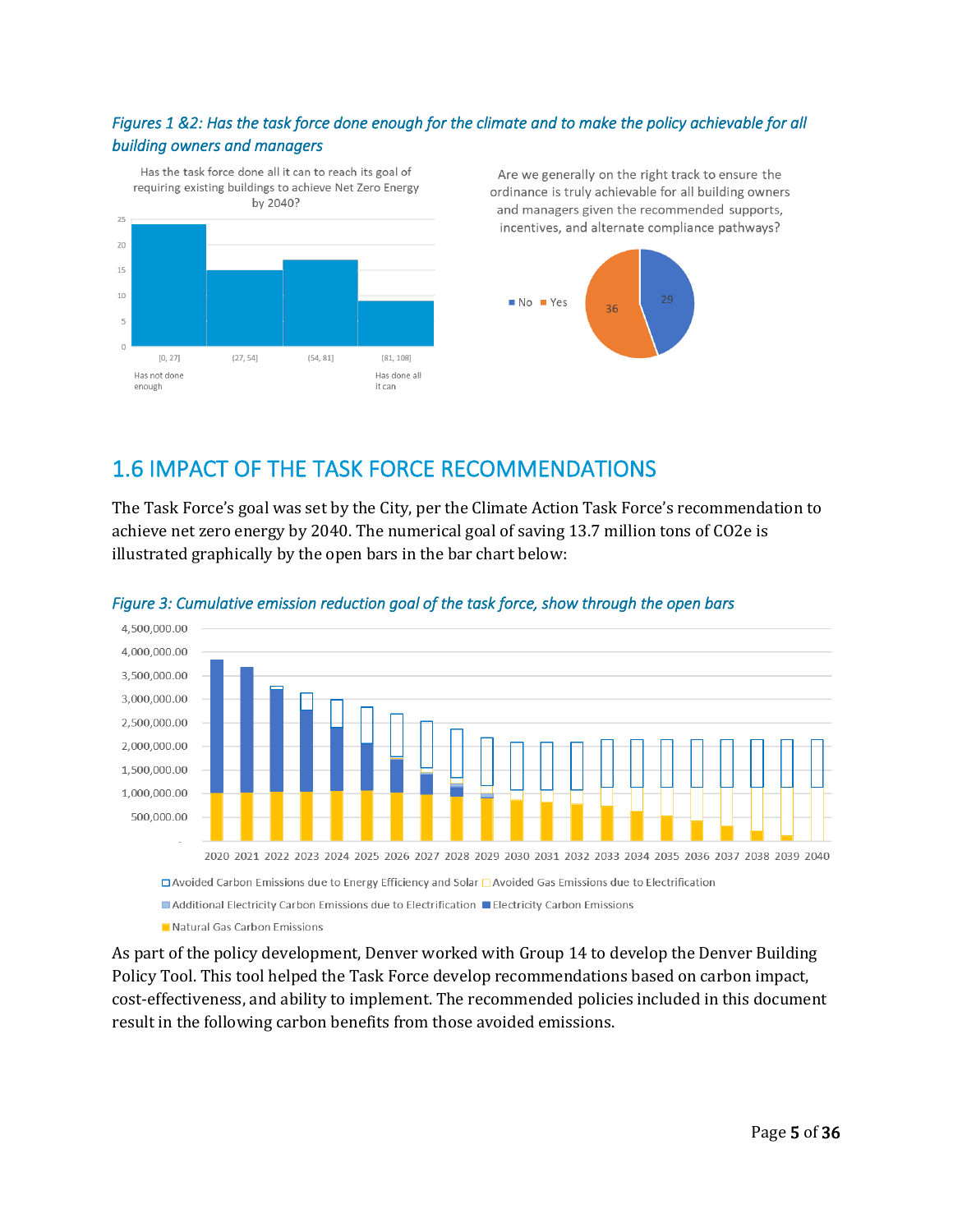*Figures 1 &2: Has the task force done enough for the climate and to make the policy achievable for all building owners and managers*

## 1.6 IMPACT OF THE TASK FORCE RECOMMENDATIONS

The Task Force's goal was set by the City, per the Climate Action Task Force's recommendation to achieve net zero energy by 2040. The numerical goal of saving 13.7 million tons of CO2e is illustrated graphically by the open bars in the bar chart below:

*Figure 3: Cumulative emission reduction goal of the task force, show through the open bars*

As part of the policy development, Denver worked with Group 14 to develop the Denver Building Policy Tool. This tool helped the Task Force develop recommendations based on carbon impact, cost-effectiveness, and ability to implement. The recommended policies included in this document result in the following carbon benefits from those avoided emissions.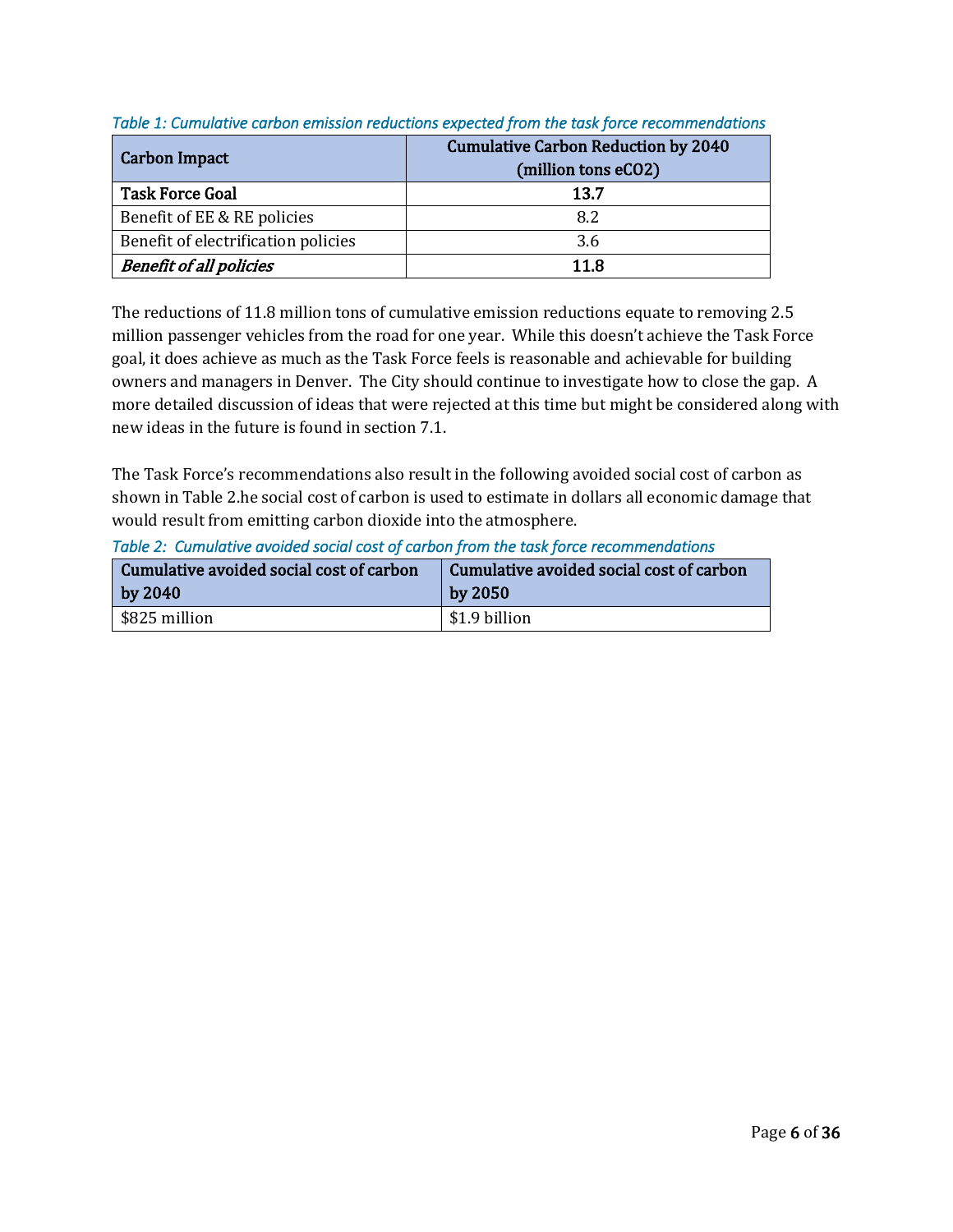*Table 1: Cumulative carbon emission reductions expected from the task force recommendations*

| Carbon Impact | Cumulative Carbon Reduction by 2040 (million tons eCO2) |
|---|---|
| **Task Force Goal** | **13.7** |
| Benefit of EE & RE policies | 8.2 |
| Benefit of electrification policies | 3.6 |
| ***Benefit of all policies*** | **11.8** |

The reductions of 11.8 million tons of cumulative emission reductions equate to removing 2.5 million passenger vehicles from the road for one year. While this doesn't achieve the Task Force goal, it does achieve as much as the Task Force feels is reasonable and achievable for building owners and managers in Denver. The City should continue to investigate how to close the gap. A more detailed discussion of ideas that were rejected at this time but might be considered along with new ideas in the future is found in section 7.1.

The Task Force's recommendations also result in the following avoided social cost of carbon as shown in Table 2.he social cost of carbon is used to estimate in dollars all economic damage that would result from emitting carbon dioxide into the atmosphere.

*Table 2: Cumulative avoided social cost of carbon from the task force recommendations*

| Cumulative avoided social cost of carbon by 2040 | Cumulative avoided social cost of carbon by 2050 |
|---|---|
| $825 million | $1.9 billion |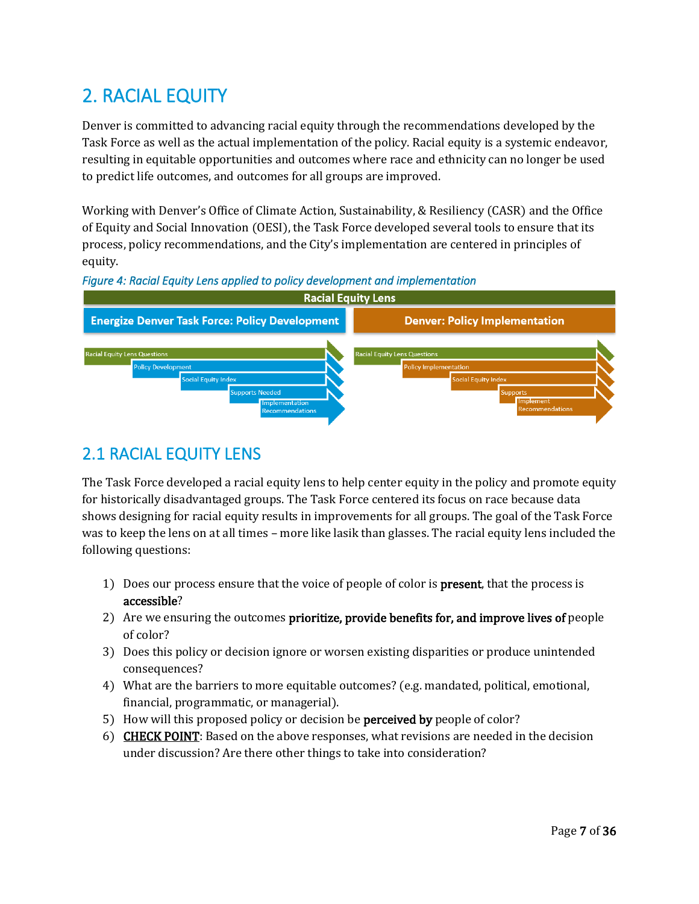# 2. RACIAL EQUITY

Denver is committed to advancing racial equity through the recommendations developed by the Task Force as well as the actual implementation of the policy. Racial equity is a systemic endeavor, resulting in equitable opportunities and outcomes where race and ethnicity can no longer be used to predict life outcomes, and outcomes for all groups are improved.

Working with Denver's Office of Climate Action, Sustainability, & Resiliency (CASR) and the Office of Equity and Social Innovation (OESI), the Task Force developed several tools to ensure that its process, policy recommendations, and the City's implementation are centered in principles of equity.

*Figure 4: Racial Equity Lens applied to policy development and implementation*

**Racial Equity Lens**

| Energize Denver Task Force: Policy Development | Denver: Policy Implementation |
| --- | --- |
| Racial Equity Lens Questions | Racial Equity Lens Questions |
| Policy Development | Policy Implementation |
| Social Equity Index | Social Equity Index |
| Supports Needed | Supports |
| Implementation Recommendations | Implement Recommendations |

## 2.1 RACIAL EQUITY LENS

The Task Force developed a racial equity lens to help center equity in the policy and promote equity for historically disadvantaged groups. The Task Force centered its focus on race because data shows designing for racial equity results in improvements for all groups. The goal of the Task Force was to keep the lens on at all times – more like lasik than glasses. The racial equity lens included the following questions:

1) Does our process ensure that the voice of people of color is **present**, that the process is **accessible**?
2) Are we ensuring the outcomes **prioritize, provide benefits for, and improve lives of** people of color?
3) Does this policy or decision ignore or worsen existing disparities or produce unintended consequences?
4) What are the barriers to more equitable outcomes? (e.g. mandated, political, emotional, financial, programmatic, or managerial).
5) How will this proposed policy or decision be **perceived by** people of color?
6) <u>CHECK POINT</u>: Based on the above responses, what revisions are needed in the decision under discussion? Are there other things to take into consideration?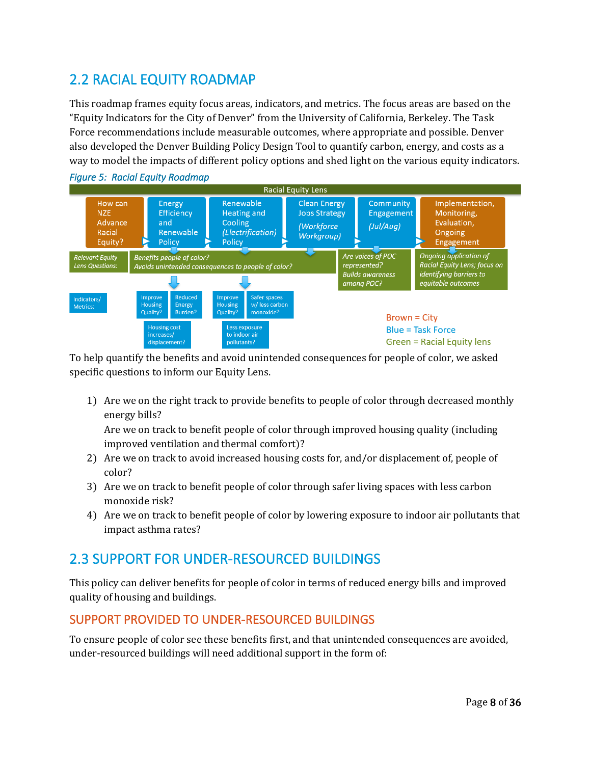## 2.2 RACIAL EQUITY ROADMAP

This roadmap frames equity focus areas, indicators, and metrics. The focus areas are based on the "Equity Indicators for the City of Denver" from the University of California, Berkeley. The Task Force recommendations include measurable outcomes, where appropriate and possible. Denver also developed the Denver Building Policy Design Tool to quantify carbon, energy, and costs as a way to model the impacts of different policy options and shed light on the various equity indicators.

*Figure 5: Racial Equity Roadmap*

Racial Equity Lens

How can NZE Advance Racial Equity? → Energy Efficiency and Renewable Policy → Renewable Heating and Cooling (Electrification) Policy → Clean Energy Jobs Strategy (Workforce Workgroup) → Community Engagement (Jul/Aug) → Implementation, Monitoring, Evaluation, Ongoing Engagement

Relevant Equity Lens Questions: *Benefits people of color? Avoids unintended consequences to people of color?* | *Are voices of POC represented? Builds awareness among POC?* | *Ongoing application of Racial Equity Lens; focus on identifying barriers to equitable outcomes*

Indicators/Metrics: Improve Housing Quality? | Reduced Energy Burden? | Housing cost increases/ displacement? | Improve Housing Quality? | Safer spaces w/ less carbon monoxide? | Less exposure to indoor air pollutants?

Brown = City
Blue = Task Force
Green = Racial Equity lens

To help quantify the benefits and avoid unintended consequences for people of color, we asked specific questions to inform our Equity Lens.

1) Are we on the right track to provide benefits to people of color through decreased monthly energy bills?
   Are we on track to benefit people of color through improved housing quality (including improved ventilation and thermal comfort)?
2) Are we on track to avoid increased housing costs for, and/or displacement of, people of color?
3) Are we on track to benefit people of color through safer living spaces with less carbon monoxide risk?
4) Are we on track to benefit people of color by lowering exposure to indoor air pollutants that impact asthma rates?

## 2.3 SUPPORT FOR UNDER-RESOURCED BUILDINGS

This policy can deliver benefits for people of color in terms of reduced energy bills and improved quality of housing and buildings.

### SUPPORT PROVIDED TO UNDER-RESOURCED BUILDINGS

To ensure people of color see these benefits first, and that unintended consequences are avoided, under-resourced buildings will need additional support in the form of: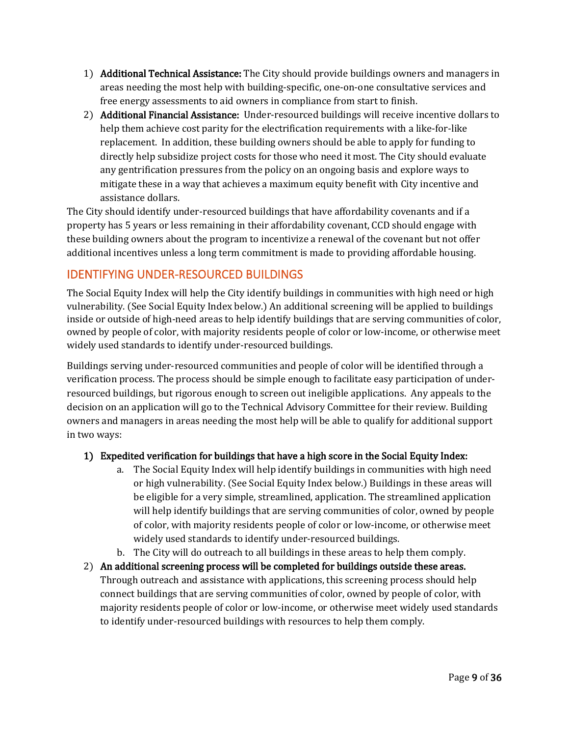1) **Additional Technical Assistance:** The City should provide buildings owners and managers in areas needing the most help with building-specific, one-on-one consultative services and free energy assessments to aid owners in compliance from start to finish.
2) **Additional Financial Assistance:** Under-resourced buildings will receive incentive dollars to help them achieve cost parity for the electrification requirements with a like-for-like replacement. In addition, these building owners should be able to apply for funding to directly help subsidize project costs for those who need it most. The City should evaluate any gentrification pressures from the policy on an ongoing basis and explore ways to mitigate these in a way that achieves a maximum equity benefit with City incentive and assistance dollars.

The City should identify under-resourced buildings that have affordability covenants and if a property has 5 years or less remaining in their affordability covenant, CCD should engage with these building owners about the program to incentivize a renewal of the covenant but not offer additional incentives unless a long term commitment is made to providing affordable housing.

## IDENTIFYING UNDER-RESOURCED BUILDINGS

The Social Equity Index will help the City identify buildings in communities with high need or high vulnerability. (See Social Equity Index below.) An additional screening will be applied to buildings inside or outside of high-need areas to help identify buildings that are serving communities of color, owned by people of color, with majority residents people of color or low-income, or otherwise meet widely used standards to identify under-resourced buildings.

Buildings serving under-resourced communities and people of color will be identified through a verification process. The process should be simple enough to facilitate easy participation of under-resourced buildings, but rigorous enough to screen out ineligible applications. Any appeals to the decision on an application will go to the Technical Advisory Committee for their review. Building owners and managers in areas needing the most help will be able to qualify for additional support in two ways:

1) **Expedited verification for buildings that have a high score in the Social Equity Index:**
   a. The Social Equity Index will help identify buildings in communities with high need or high vulnerability. (See Social Equity Index below.) Buildings in these areas will be eligible for a very simple, streamlined, application. The streamlined application will help identify buildings that are serving communities of color, owned by people of color, with majority residents people of color or low-income, or otherwise meet widely used standards to identify under-resourced buildings.
   b. The City will do outreach to all buildings in these areas to help them comply.
2) **An additional screening process will be completed for buildings outside these areas.** Through outreach and assistance with applications, this screening process should help connect buildings that are serving communities of color, owned by people of color, with majority residents people of color or low-income, or otherwise meet widely used standards to identify under-resourced buildings with resources to help them comply.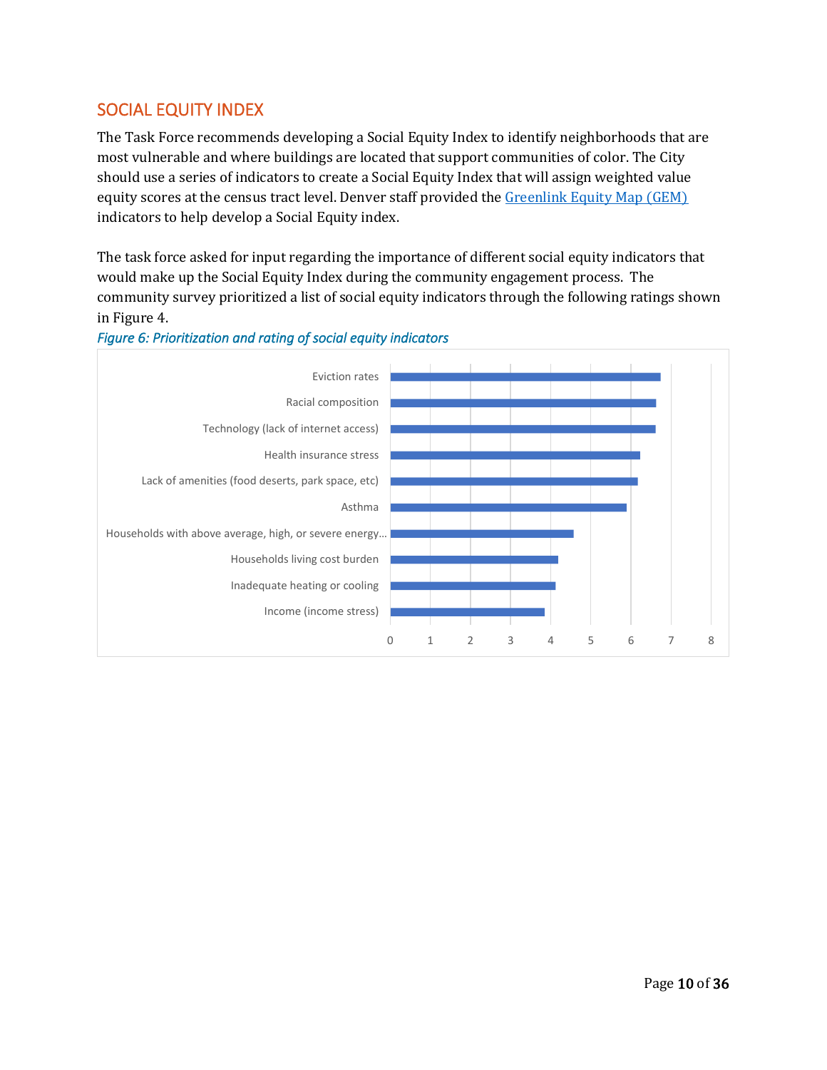## SOCIAL EQUITY INDEX

The Task Force recommends developing a Social Equity Index to identify neighborhoods that are most vulnerable and where buildings are located that support communities of color. The City should use a series of indicators to create a Social Equity Index that will assign weighted value equity scores at the census tract level. Denver staff provided the Greenlink Equity Map (GEM) indicators to help develop a Social Equity index.

The task force asked for input regarding the importance of different social equity indicators that would make up the Social Equity Index during the community engagement process. The community survey prioritized a list of social equity indicators through the following ratings shown in Figure 4.

*Figure 6: Prioritization and rating of social equity indicators*

| Indicator | Rating (approx.) |
| --- | --- |
| Eviction rates | 6.7 |
| Racial composition | 6.6 |
| Technology (lack of internet access) | 6.6 |
| Health insurance stress | 6.2 |
| Lack of amenities (food deserts, park space, etc) | 6.2 |
| Asthma | 5.9 |
| Households with above average, high, or severe energy… | 4.6 |
| Households living cost burden | 4.2 |
| Inadequate heating or cooling | 4.1 |
| Income (income stress) | 3.8 |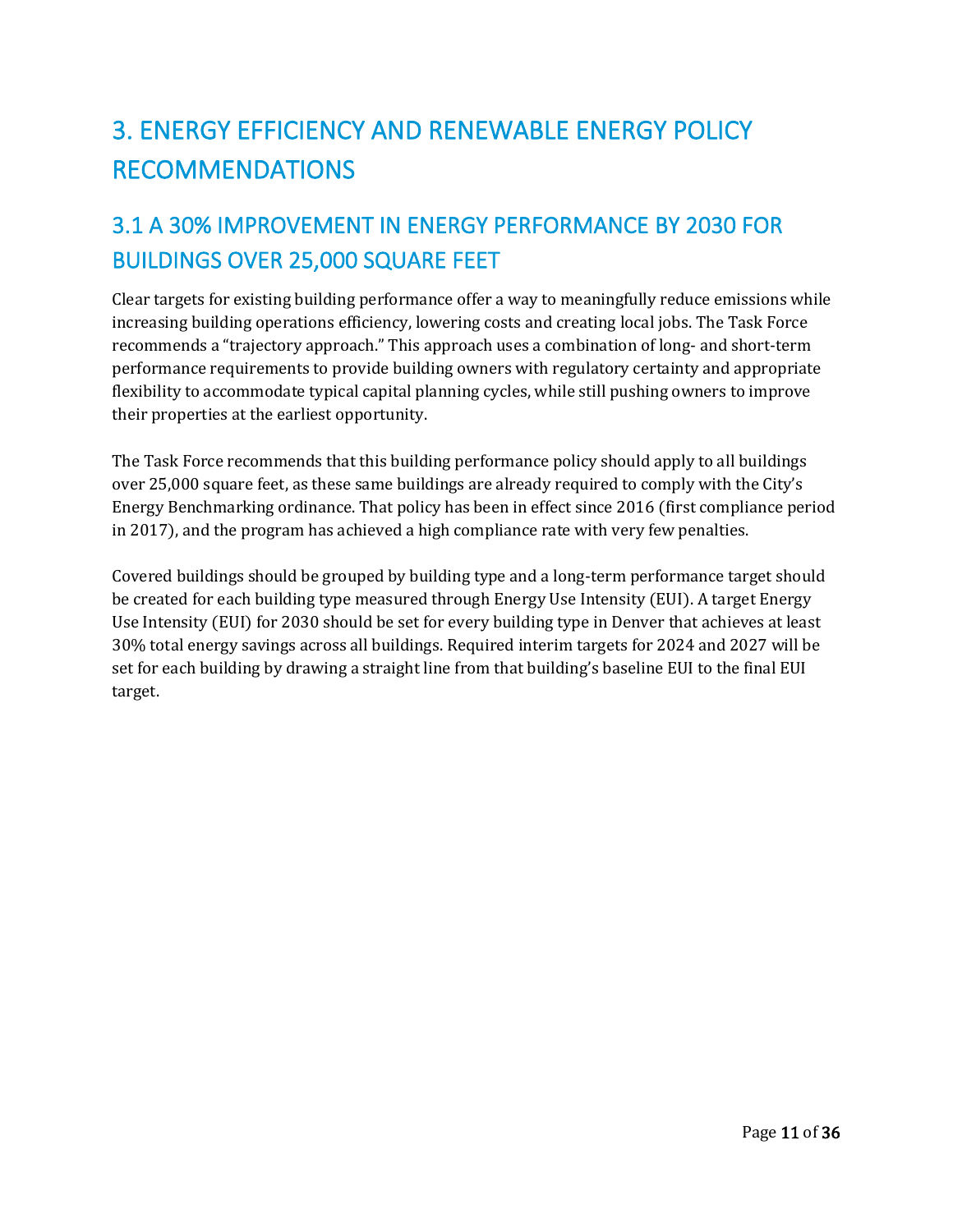# 3. ENERGY EFFICIENCY AND RENEWABLE ENERGY POLICY RECOMMENDATIONS

## 3.1 A 30% IMPROVEMENT IN ENERGY PERFORMANCE BY 2030 FOR BUILDINGS OVER 25,000 SQUARE FEET

Clear targets for existing building performance offer a way to meaningfully reduce emissions while increasing building operations efficiency, lowering costs and creating local jobs. The Task Force recommends a "trajectory approach." This approach uses a combination of long- and short-term performance requirements to provide building owners with regulatory certainty and appropriate flexibility to accommodate typical capital planning cycles, while still pushing owners to improve their properties at the earliest opportunity.

The Task Force recommends that this building performance policy should apply to all buildings over 25,000 square feet, as these same buildings are already required to comply with the City's Energy Benchmarking ordinance. That policy has been in effect since 2016 (first compliance period in 2017), and the program has achieved a high compliance rate with very few penalties.

Covered buildings should be grouped by building type and a long-term performance target should be created for each building type measured through Energy Use Intensity (EUI). A target Energy Use Intensity (EUI) for 2030 should be set for every building type in Denver that achieves at least 30% total energy savings across all buildings. Required interim targets for 2024 and 2027 will be set for each building by drawing a straight line from that building's baseline EUI to the final EUI target.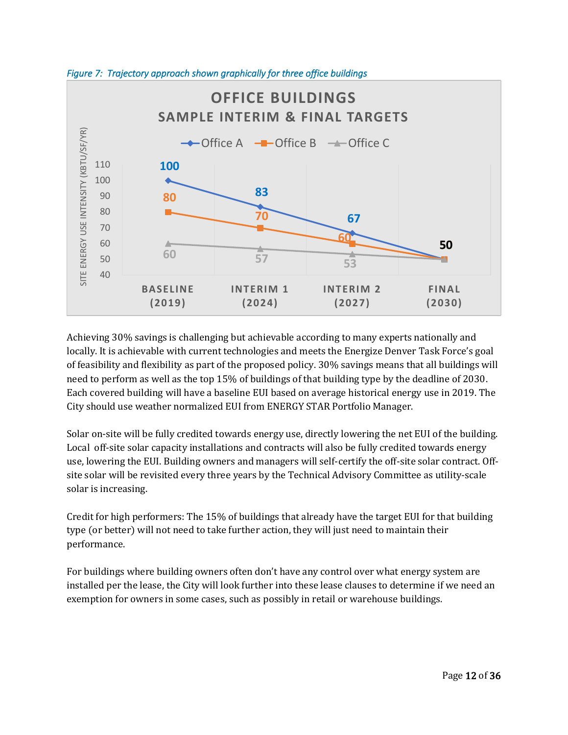*Figure 7: Trajectory approach shown graphically for three office buildings*

**OFFICE BUILDINGS**
**SAMPLE INTERIM & FINAL TARGETS**

| Site Energy Use Intensity (kBTU/SF/YR) | Baseline (2019) | Interim 1 (2024) | Interim 2 (2027) | Final (2030) |
|---|---|---|---|---|
| Office A | 100 | 83 | 67 | 50 |
| Office B | 80 | 70 | 60 | 50 |
| Office C | 60 | 57 | 53 | 50 |

Achieving 30% savings is challenging but achievable according to many experts nationally and locally. It is achievable with current technologies and meets the Energize Denver Task Force's goal of feasibility and flexibility as part of the proposed policy. 30% savings means that all buildings will need to perform as well as the top 15% of buildings of that building type by the deadline of 2030. Each covered building will have a baseline EUI based on average historical energy use in 2019. The City should use weather normalized EUI from ENERGY STAR Portfolio Manager.

Solar on-site will be fully credited towards energy use, directly lowering the net EUI of the building. Local off-site solar capacity installations and contracts will also be fully credited towards energy use, lowering the EUI. Building owners and managers will self-certify the off-site solar contract. Off-site solar will be revisited every three years by the Technical Advisory Committee as utility-scale solar is increasing.

Credit for high performers: The 15% of buildings that already have the target EUI for that building type (or better) will not need to take further action, they will just need to maintain their performance.

For buildings where building owners often don't have any control over what energy system are installed per the lease, the City will look further into these lease clauses to determine if we need an exemption for owners in some cases, such as possibly in retail or warehouse buildings.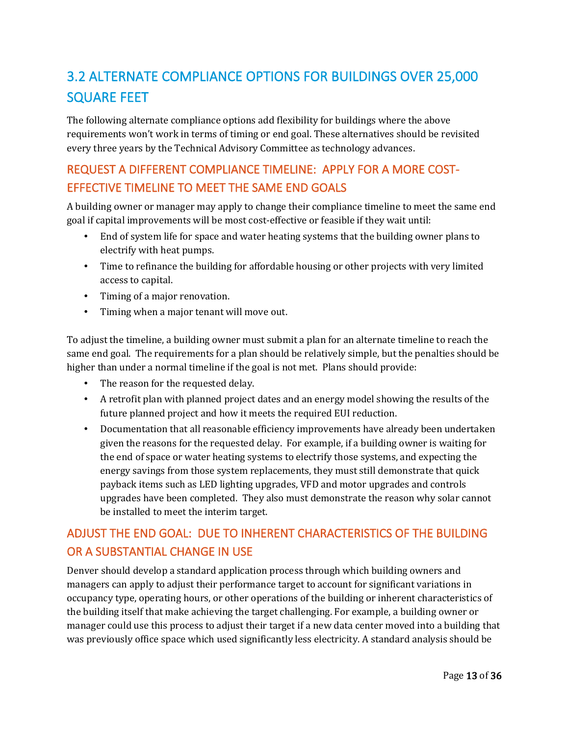## 3.2 ALTERNATE COMPLIANCE OPTIONS FOR BUILDINGS OVER 25,000 SQUARE FEET

The following alternate compliance options add flexibility for buildings where the above requirements won't work in terms of timing or end goal. These alternatives should be revisited every three years by the Technical Advisory Committee as technology advances.

### REQUEST A DIFFERENT COMPLIANCE TIMELINE: APPLY FOR A MORE COST-EFFECTIVE TIMELINE TO MEET THE SAME END GOALS

A building owner or manager may apply to change their compliance timeline to meet the same end goal if capital improvements will be most cost-effective or feasible if they wait until:

- End of system life for space and water heating systems that the building owner plans to electrify with heat pumps.
- Time to refinance the building for affordable housing or other projects with very limited access to capital.
- Timing of a major renovation.
- Timing when a major tenant will move out.

To adjust the timeline, a building owner must submit a plan for an alternate timeline to reach the same end goal. The requirements for a plan should be relatively simple, but the penalties should be higher than under a normal timeline if the goal is not met. Plans should provide:

- The reason for the requested delay.
- A retrofit plan with planned project dates and an energy model showing the results of the future planned project and how it meets the required EUI reduction.
- Documentation that all reasonable efficiency improvements have already been undertaken given the reasons for the requested delay. For example, if a building owner is waiting for the end of space or water heating systems to electrify those systems, and expecting the energy savings from those system replacements, they must still demonstrate that quick payback items such as LED lighting upgrades, VFD and motor upgrades and controls upgrades have been completed. They also must demonstrate the reason why solar cannot be installed to meet the interim target.

### ADJUST THE END GOAL: DUE TO INHERENT CHARACTERISTICS OF THE BUILDING OR A SUBSTANTIAL CHANGE IN USE

Denver should develop a standard application process through which building owners and managers can apply to adjust their performance target to account for significant variations in occupancy type, operating hours, or other operations of the building or inherent characteristics of the building itself that make achieving the target challenging. For example, a building owner or manager could use this process to adjust their target if a new data center moved into a building that was previously office space which used significantly less electricity. A standard analysis should be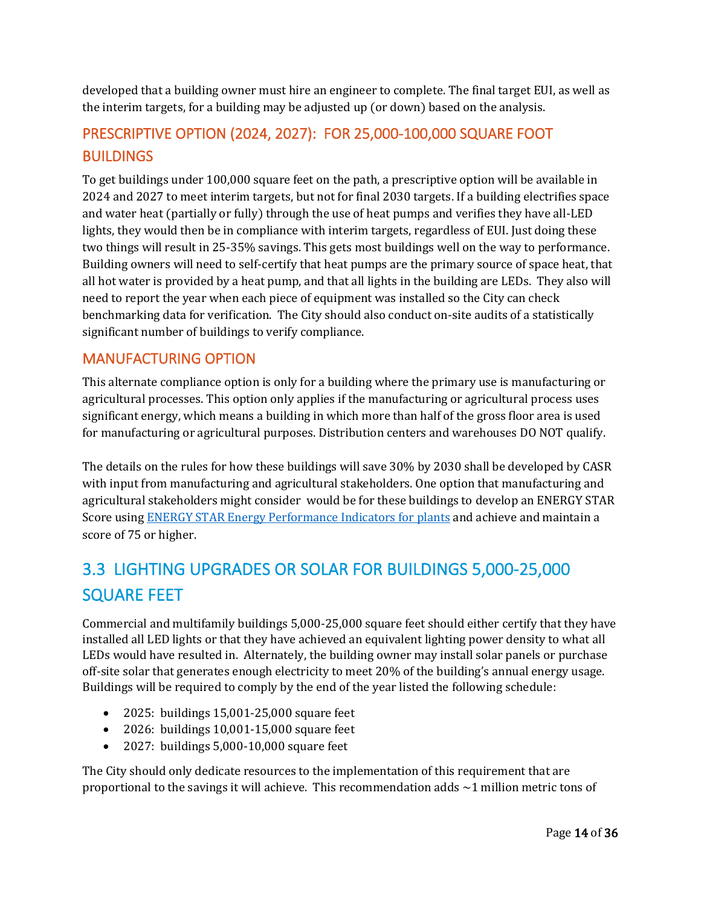developed that a building owner must hire an engineer to complete. The final target EUI, as well as the interim targets, for a building may be adjusted up (or down) based on the analysis.

### PRESCRIPTIVE OPTION (2024, 2027): FOR 25,000-100,000 SQUARE FOOT BUILDINGS

To get buildings under 100,000 square feet on the path, a prescriptive option will be available in 2024 and 2027 to meet interim targets, but not for final 2030 targets. If a building electrifies space and water heat (partially or fully) through the use of heat pumps and verifies they have all-LED lights, they would then be in compliance with interim targets, regardless of EUI. Just doing these two things will result in 25-35% savings. This gets most buildings well on the way to performance. Building owners will need to self-certify that heat pumps are the primary source of space heat, that all hot water is provided by a heat pump, and that all lights in the building are LEDs. They also will need to report the year when each piece of equipment was installed so the City can check benchmarking data for verification. The City should also conduct on-site audits of a statistically significant number of buildings to verify compliance.

### MANUFACTURING OPTION

This alternate compliance option is only for a building where the primary use is manufacturing or agricultural processes. This option only applies if the manufacturing or agricultural process uses significant energy, which means a building in which more than half of the gross floor area is used for manufacturing or agricultural purposes. Distribution centers and warehouses DO NOT qualify.

The details on the rules for how these buildings will save 30% by 2030 shall be developed by CASR with input from manufacturing and agricultural stakeholders. One option that manufacturing and agricultural stakeholders might consider would be for these buildings to develop an ENERGY STAR Score using ENERGY STAR Energy Performance Indicators for plants and achieve and maintain a score of 75 or higher.

## 3.3 LIGHTING UPGRADES OR SOLAR FOR BUILDINGS 5,000-25,000 SQUARE FEET

Commercial and multifamily buildings 5,000-25,000 square feet should either certify that they have installed all LED lights or that they have achieved an equivalent lighting power density to what all LEDs would have resulted in. Alternately, the building owner may install solar panels or purchase off-site solar that generates enough electricity to meet 20% of the building's annual energy usage. Buildings will be required to comply by the end of the year listed the following schedule:

- 2025: buildings 15,001-25,000 square feet
- 2026: buildings 10,001-15,000 square feet
- 2027: buildings 5,000-10,000 square feet

The City should only dedicate resources to the implementation of this requirement that are proportional to the savings it will achieve. This recommendation adds ~1 million metric tons of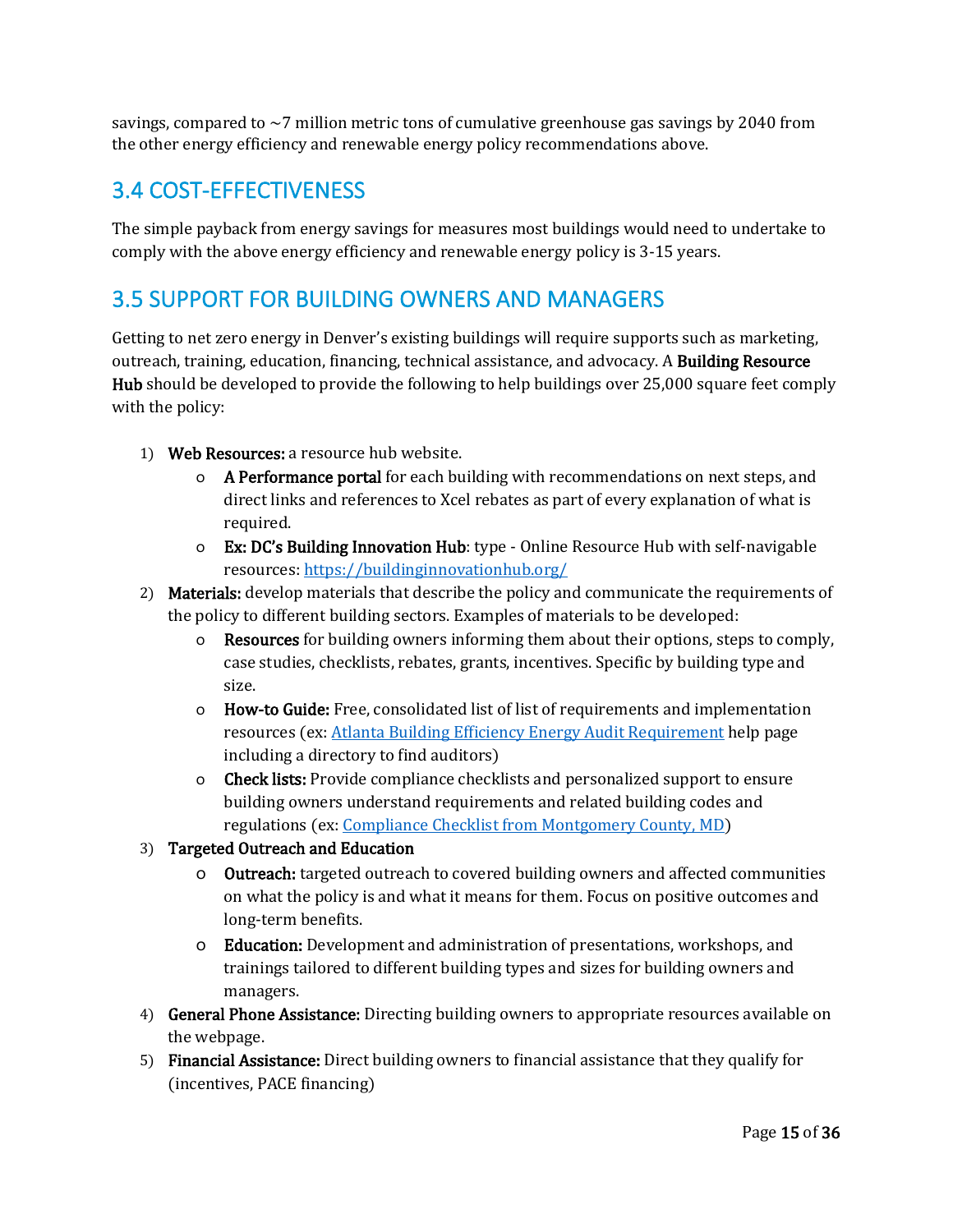savings, compared to ~7 million metric tons of cumulative greenhouse gas savings by 2040 from the other energy efficiency and renewable energy policy recommendations above.

## 3.4 COST-EFFECTIVENESS

The simple payback from energy savings for measures most buildings would need to undertake to comply with the above energy efficiency and renewable energy policy is 3-15 years.

## 3.5 SUPPORT FOR BUILDING OWNERS AND MANAGERS

Getting to net zero energy in Denver's existing buildings will require supports such as marketing, outreach, training, education, financing, technical assistance, and advocacy. A **Building Resource Hub** should be developed to provide the following to help buildings over 25,000 square feet comply with the policy:

1) **Web Resources:** a resource hub website.
   - **A Performance portal** for each building with recommendations on next steps, and direct links and references to Xcel rebates as part of every explanation of what is required.
   - **Ex: DC's Building Innovation Hub**: type - Online Resource Hub with self-navigable resources: [https://buildinginnovationhub.org/](https://buildinginnovationhub.org/)
2) **Materials:** develop materials that describe the policy and communicate the requirements of the policy to different building sectors. Examples of materials to be developed:
   - **Resources** for building owners informing them about their options, steps to comply, case studies, checklists, rebates, grants, incentives. Specific by building type and size.
   - **How-to Guide:** Free, consolidated list of list of requirements and implementation resources (ex: [Atlanta Building Efficiency Energy Audit Requirement]() help page including a directory to find auditors)
   - **Check lists:** Provide compliance checklists and personalized support to ensure building owners understand requirements and related building codes and regulations (ex: [Compliance Checklist from Montgomery County, MD]())
3) **Targeted Outreach and Education**
   - **Outreach:** targeted outreach to covered building owners and affected communities on what the policy is and what it means for them. Focus on positive outcomes and long-term benefits.
   - **Education:** Development and administration of presentations, workshops, and trainings tailored to different building types and sizes for building owners and managers.
4) **General Phone Assistance:** Directing building owners to appropriate resources available on the webpage.
5) **Financial Assistance:** Direct building owners to financial assistance that they qualify for (incentives, PACE financing)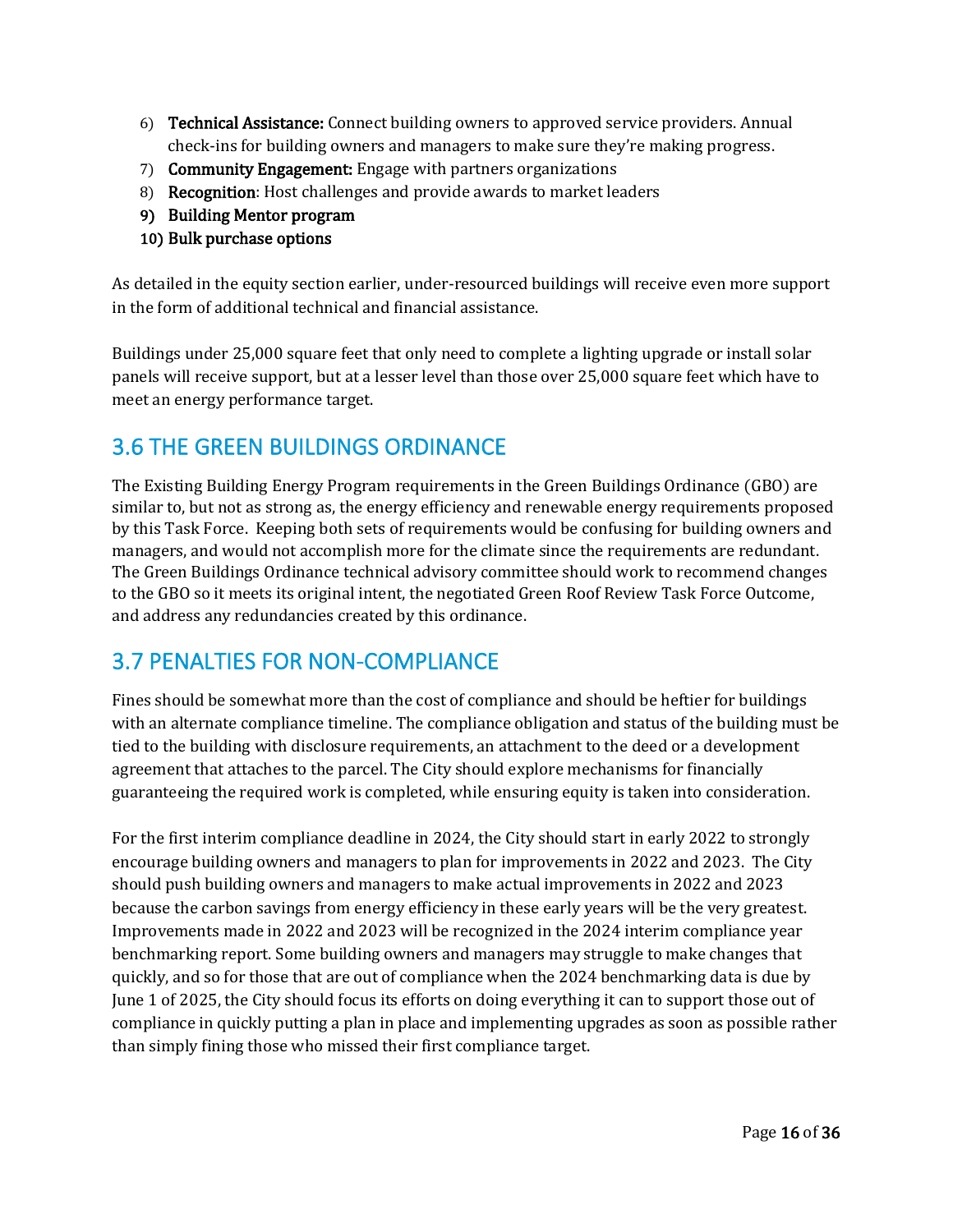6) **Technical Assistance:** Connect building owners to approved service providers. Annual check-ins for building owners and managers to make sure they're making progress.
7) **Community Engagement:** Engage with partners organizations
8) **Recognition**: Host challenges and provide awards to market leaders
9) **Building Mentor program**
10) **Bulk purchase options**

As detailed in the equity section earlier, under-resourced buildings will receive even more support in the form of additional technical and financial assistance.

Buildings under 25,000 square feet that only need to complete a lighting upgrade or install solar panels will receive support, but at a lesser level than those over 25,000 square feet which have to meet an energy performance target.

## 3.6 THE GREEN BUILDINGS ORDINANCE

The Existing Building Energy Program requirements in the Green Buildings Ordinance (GBO) are similar to, but not as strong as, the energy efficiency and renewable energy requirements proposed by this Task Force. Keeping both sets of requirements would be confusing for building owners and managers, and would not accomplish more for the climate since the requirements are redundant. The Green Buildings Ordinance technical advisory committee should work to recommend changes to the GBO so it meets its original intent, the negotiated Green Roof Review Task Force Outcome, and address any redundancies created by this ordinance.

## 3.7 PENALTIES FOR NON-COMPLIANCE

Fines should be somewhat more than the cost of compliance and should be heftier for buildings with an alternate compliance timeline. The compliance obligation and status of the building must be tied to the building with disclosure requirements, an attachment to the deed or a development agreement that attaches to the parcel. The City should explore mechanisms for financially guaranteeing the required work is completed, while ensuring equity is taken into consideration.

For the first interim compliance deadline in 2024, the City should start in early 2022 to strongly encourage building owners and managers to plan for improvements in 2022 and 2023. The City should push building owners and managers to make actual improvements in 2022 and 2023 because the carbon savings from energy efficiency in these early years will be the very greatest. Improvements made in 2022 and 2023 will be recognized in the 2024 interim compliance year benchmarking report. Some building owners and managers may struggle to make changes that quickly, and so for those that are out of compliance when the 2024 benchmarking data is due by June 1 of 2025, the City should focus its efforts on doing everything it can to support those out of compliance in quickly putting a plan in place and implementing upgrades as soon as possible rather than simply fining those who missed their first compliance target.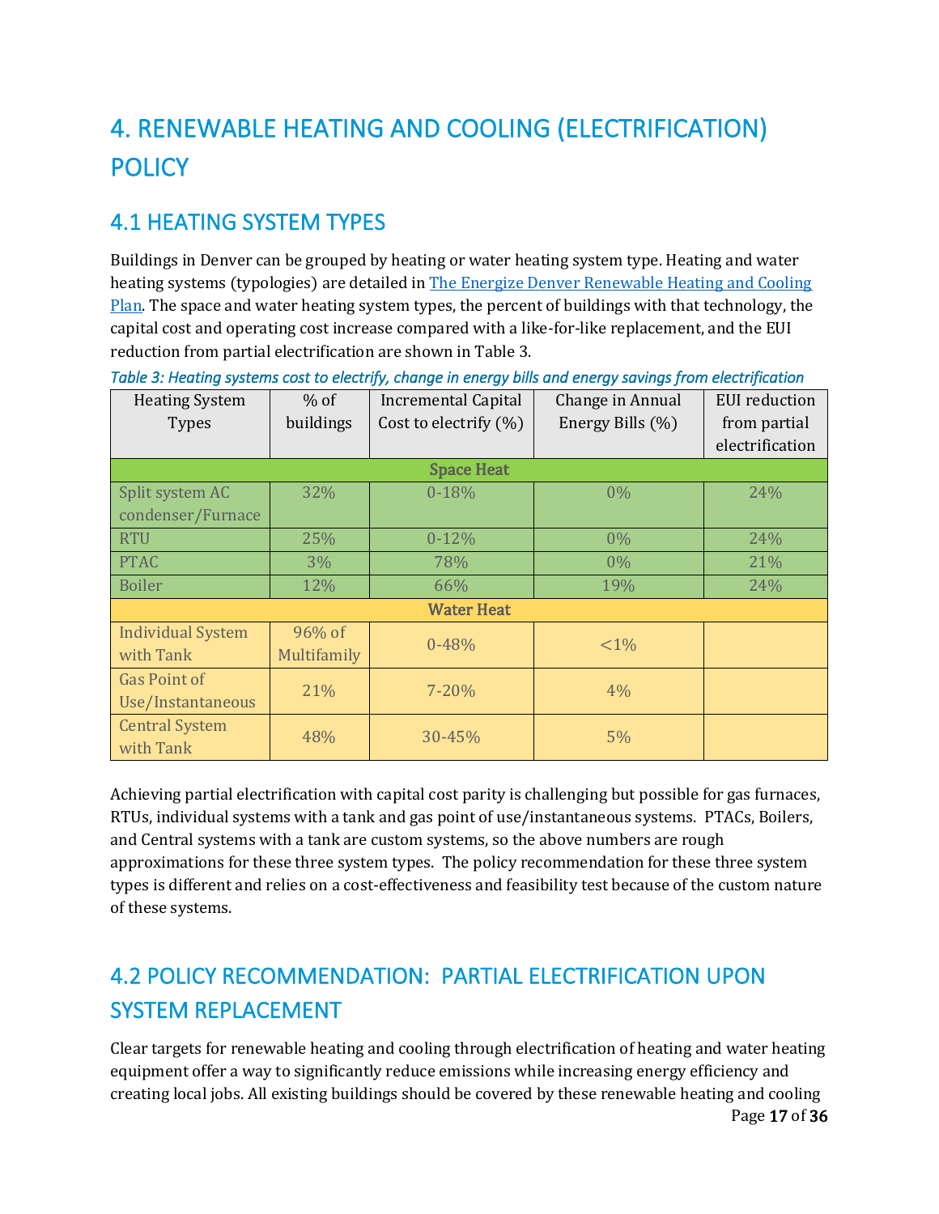# 4. RENEWABLE HEATING AND COOLING (ELECTRIFICATION) POLICY

## 4.1 HEATING SYSTEM TYPES

Buildings in Denver can be grouped by heating or water heating system type. Heating and water heating systems (typologies) are detailed in [The Energize Denver Renewable Heating and Cooling Plan](). The space and water heating system types, the percent of buildings with that technology, the capital cost and operating cost increase compared with a like-for-like replacement, and the EUI reduction from partial electrification are shown in Table 3.

*Table 3: Heating systems cost to electrify, change in energy bills and energy savings from electrification*

| Heating System Types | % of buildings | Incremental Capital Cost to electrify (%) | Change in Annual Energy Bills (%) | EUI reduction from partial electrification |
|---|---|---|---|---|
| **Space Heat** | | | | |
| Split system AC condenser/Furnace | 32% | 0-18% | 0% | 24% |
| RTU | 25% | 0-12% | 0% | 24% |
| PTAC | 3% | 78% | 0% | 21% |
| Boiler | 12% | 66% | 19% | 24% |
| **Water Heat** | | | | |
| Individual System with Tank | 96% of Multifamily | 0-48% | <1% | |
| Gas Point of Use/Instantaneous | 21% | 7-20% | 4% | |
| Central System with Tank | 48% | 30-45% | 5% | |

Achieving partial electrification with capital cost parity is challenging but possible for gas furnaces, RTUs, individual systems with a tank and gas point of use/instantaneous systems. PTACs, Boilers, and Central systems with a tank are custom systems, so the above numbers are rough approximations for these three system types. The policy recommendation for these three system types is different and relies on a cost-effectiveness and feasibility test because of the custom nature of these systems.

## 4.2 POLICY RECOMMENDATION: PARTIAL ELECTRIFICATION UPON SYSTEM REPLACEMENT

Clear targets for renewable heating and cooling through electrification of heating and water heating equipment offer a way to significantly reduce emissions while increasing energy efficiency and creating local jobs. All existing buildings should be covered by these renewable heating and cooling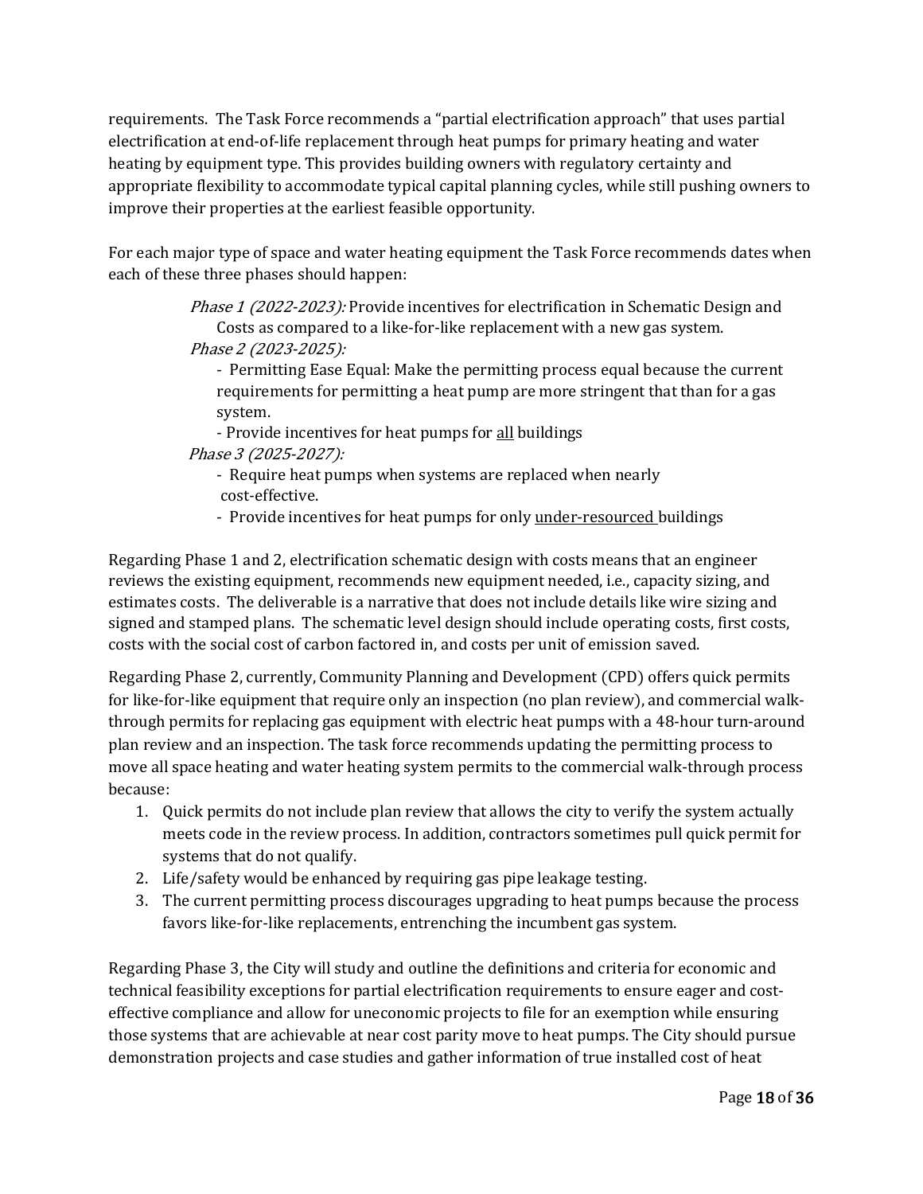requirements. The Task Force recommends a "partial electrification approach" that uses partial electrification at end-of-life replacement through heat pumps for primary heating and water heating by equipment type. This provides building owners with regulatory certainty and appropriate flexibility to accommodate typical capital planning cycles, while still pushing owners to improve their properties at the earliest feasible opportunity.

For each major type of space and water heating equipment the Task Force recommends dates when each of these three phases should happen:

> *Phase 1 (2022-2023):* Provide incentives for electrification in Schematic Design and Costs as compared to a like-for-like replacement with a new gas system.
>
> *Phase 2 (2023-2025):*
>
> - Permitting Ease Equal: Make the permitting process equal because the current requirements for permitting a heat pump are more stringent that than for a gas system.
> - Provide incentives for heat pumps for <u>all</u> buildings
>
> *Phase 3 (2025-2027):*
>
> - Require heat pumps when systems are replaced when nearly cost-effective.
> - Provide incentives for heat pumps for only <u>under-resourced</u> buildings

Regarding Phase 1 and 2, electrification schematic design with costs means that an engineer reviews the existing equipment, recommends new equipment needed, i.e., capacity sizing, and estimates costs. The deliverable is a narrative that does not include details like wire sizing and signed and stamped plans. The schematic level design should include operating costs, first costs, costs with the social cost of carbon factored in, and costs per unit of emission saved.

Regarding Phase 2, currently, Community Planning and Development (CPD) offers quick permits for like-for-like equipment that require only an inspection (no plan review), and commercial walk-through permits for replacing gas equipment with electric heat pumps with a 48-hour turn-around plan review and an inspection. The task force recommends updating the permitting process to move all space heating and water heating system permits to the commercial walk-through process because:

1. Quick permits do not include plan review that allows the city to verify the system actually meets code in the review process. In addition, contractors sometimes pull quick permit for systems that do not qualify.
2. Life/safety would be enhanced by requiring gas pipe leakage testing.
3. The current permitting process discourages upgrading to heat pumps because the process favors like-for-like replacements, entrenching the incumbent gas system.

Regarding Phase 3, the City will study and outline the definitions and criteria for economic and technical feasibility exceptions for partial electrification requirements to ensure eager and cost-effective compliance and allow for uneconomic projects to file for an exemption while ensuring those systems that are achievable at near cost parity move to heat pumps. The City should pursue demonstration projects and case studies and gather information of true installed cost of heat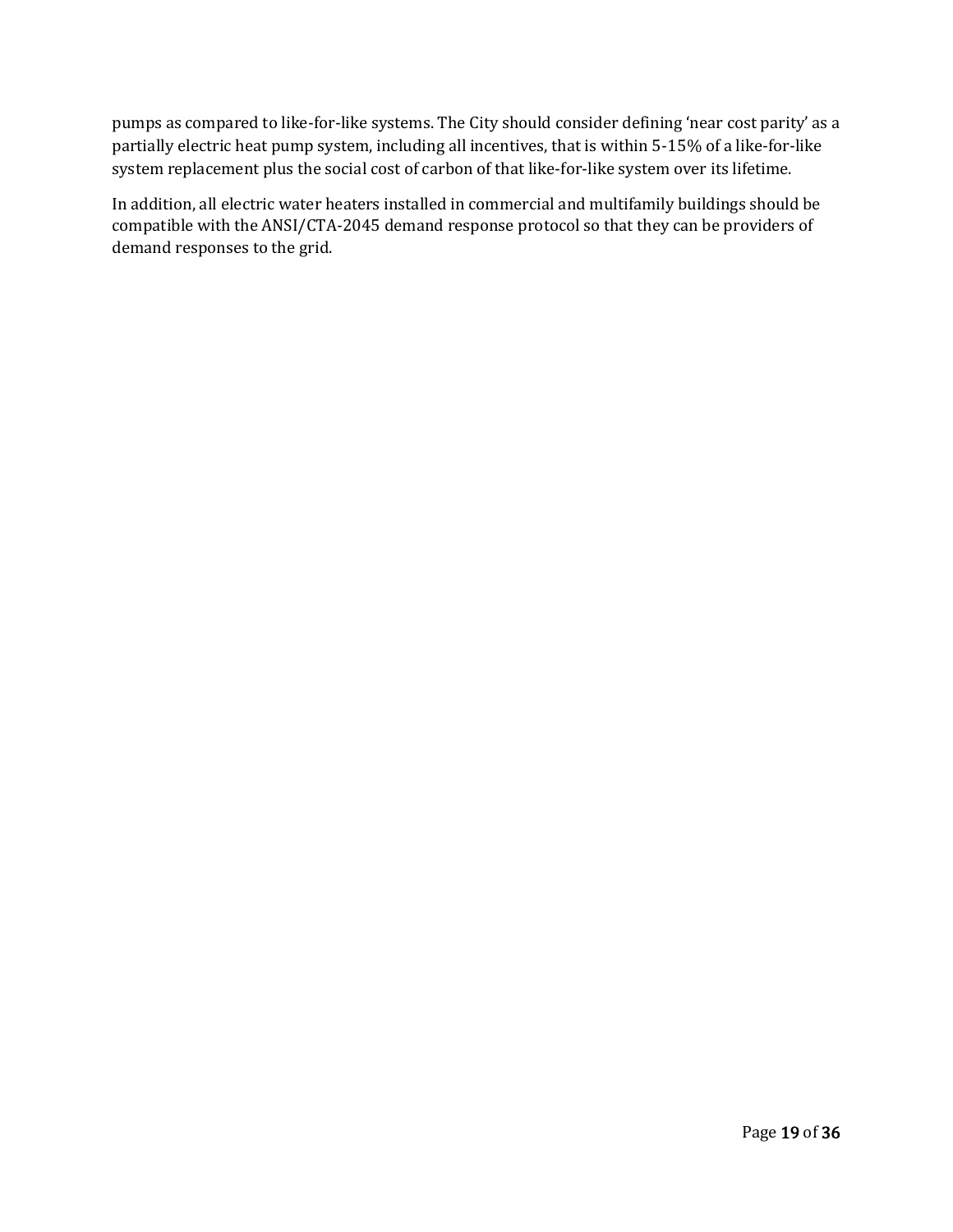pumps as compared to like-for-like systems. The City should consider defining 'near cost parity' as a partially electric heat pump system, including all incentives, that is within 5-15% of a like-for-like system replacement plus the social cost of carbon of that like-for-like system over its lifetime.

In addition, all electric water heaters installed in commercial and multifamily buildings should be compatible with the ANSI/CTA-2045 demand response protocol so that they can be providers of demand responses to the grid.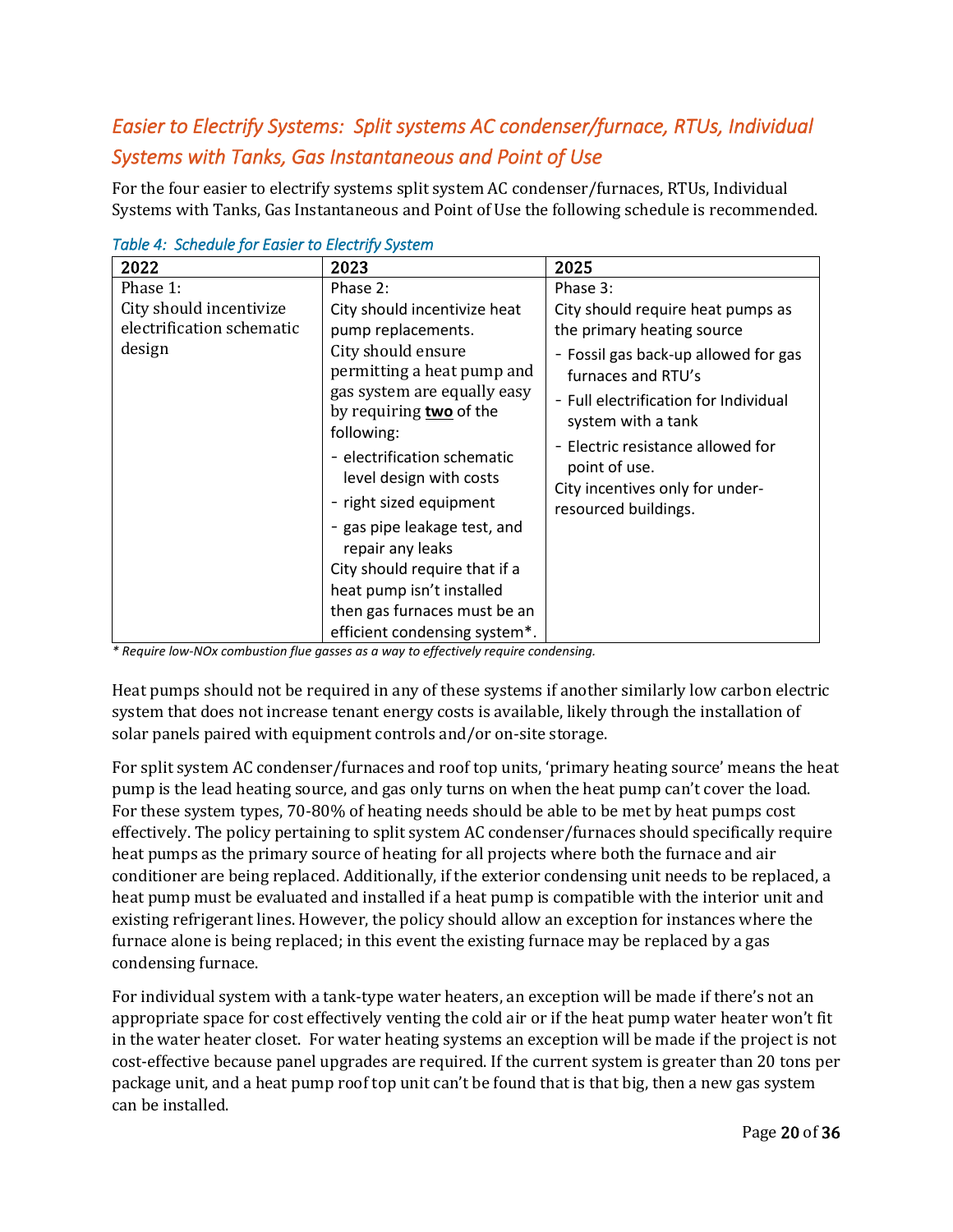## *Easier to Electrify Systems: Split systems AC condenser/furnace, RTUs, Individual Systems with Tanks, Gas Instantaneous and Point of Use*

For the four easier to electrify systems split system AC condenser/furnaces, RTUs, Individual Systems with Tanks, Gas Instantaneous and Point of Use the following schedule is recommended.

*Table 4: Schedule for Easier to Electrify System*

| 2022 | 2023 | 2025 |
|---|---|---|
| Phase 1:<br>City should incentivize electrification schematic design | Phase 2:<br>City should incentivize heat pump replacements.<br>City should ensure permitting a heat pump and gas system are equally easy by requiring **two** of the following:<br>- electrification schematic level design with costs<br>- right sized equipment<br>- gas pipe leakage test, and repair any leaks<br>City should require that if a heat pump isn't installed then gas furnaces must be an efficient condensing system*. | Phase 3:<br>City should require heat pumps as the primary heating source<br>- Fossil gas back-up allowed for gas furnaces and RTU's<br>- Full electrification for Individual system with a tank<br>- Electric resistance allowed for point of use.<br>City incentives only for under-resourced buildings. |

*\* Require low-NOx combustion flue gasses as a way to effectively require condensing.*

Heat pumps should not be required in any of these systems if another similarly low carbon electric system that does not increase tenant energy costs is available, likely through the installation of solar panels paired with equipment controls and/or on-site storage.

For split system AC condenser/furnaces and roof top units, 'primary heating source' means the heat pump is the lead heating source, and gas only turns on when the heat pump can't cover the load. For these system types, 70-80% of heating needs should be able to be met by heat pumps cost effectively. The policy pertaining to split system AC condenser/furnaces should specifically require heat pumps as the primary source of heating for all projects where both the furnace and air conditioner are being replaced. Additionally, if the exterior condensing unit needs to be replaced, a heat pump must be evaluated and installed if a heat pump is compatible with the interior unit and existing refrigerant lines. However, the policy should allow an exception for instances where the furnace alone is being replaced; in this event the existing furnace may be replaced by a gas condensing furnace.

For individual system with a tank-type water heaters, an exception will be made if there's not an appropriate space for cost effectively venting the cold air or if the heat pump water heater won't fit in the water heater closet. For water heating systems an exception will be made if the project is not cost-effective because panel upgrades are required. If the current system is greater than 20 tons per package unit, and a heat pump roof top unit can't be found that is that big, then a new gas system can be installed.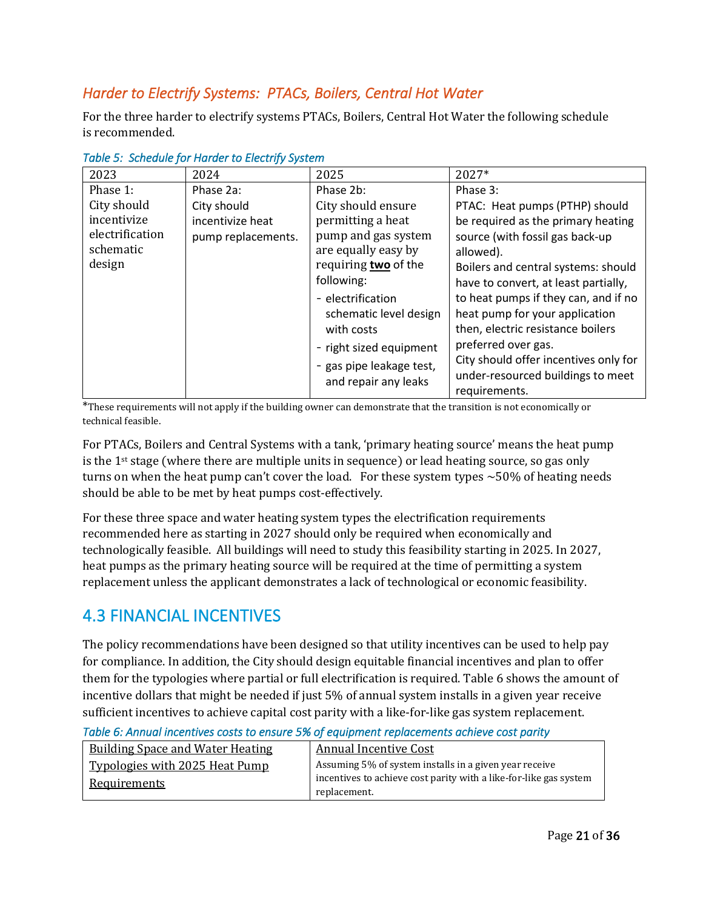### *Harder to Electrify Systems: PTACs, Boilers, Central Hot Water*

For the three harder to electrify systems PTACs, Boilers, Central Hot Water the following schedule is recommended.

*Table 5: Schedule for Harder to Electrify System*

| 2023 | 2024 | 2025 | 2027* |
|---|---|---|---|
| Phase 1: City should incentivize electrification schematic design | Phase 2a: City should incentivize heat pump replacements. | Phase 2b: City should ensure permitting a heat pump and gas system are equally easy by requiring **two** of the following:<br>- electrification schematic level design with costs<br>- right sized equipment<br>- gas pipe leakage test, and repair any leaks | Phase 3: PTAC: Heat pumps (PTHP) should be required as the primary heating source (with fossil gas back-up allowed).<br>Boilers and central systems: should have to convert, at least partially, to heat pumps if they can, and if no heat pump for your application then, electric resistance boilers preferred over gas.<br>City should offer incentives only for under-resourced buildings to meet requirements. |

*These requirements will not apply if the building owner can demonstrate that the transition is not economically or technical feasible.

For PTACs, Boilers and Central Systems with a tank, 'primary heating source' means the heat pump is the 1st stage (where there are multiple units in sequence) or lead heating source, so gas only turns on when the heat pump can't cover the load. For these system types ~50% of heating needs should be able to be met by heat pumps cost-effectively.

For these three space and water heating system types the electrification requirements recommended here as starting in 2027 should only be required when economically and technologically feasible. All buildings will need to study this feasibility starting in 2025. In 2027, heat pumps as the primary heating source will be required at the time of permitting a system replacement unless the applicant demonstrates a lack of technological or economic feasibility.

## 4.3 FINANCIAL INCENTIVES

The policy recommendations have been designed so that utility incentives can be used to help pay for compliance. In addition, the City should design equitable financial incentives and plan to offer them for the typologies where partial or full electrification is required. Table 6 shows the amount of incentive dollars that might be needed if just 5% of annual system installs in a given year receive sufficient incentives to achieve capital cost parity with a like-for-like gas system replacement.

*Table 6: Annual incentives costs to ensure 5% of equipment replacements achieve cost parity*

| Building Space and Water Heating Typologies with 2025 Heat Pump Requirements | Annual Incentive Cost<br>Assuming 5% of system installs in a given year receive incentives to achieve cost parity with a like-for-like gas system replacement. |
|---|---|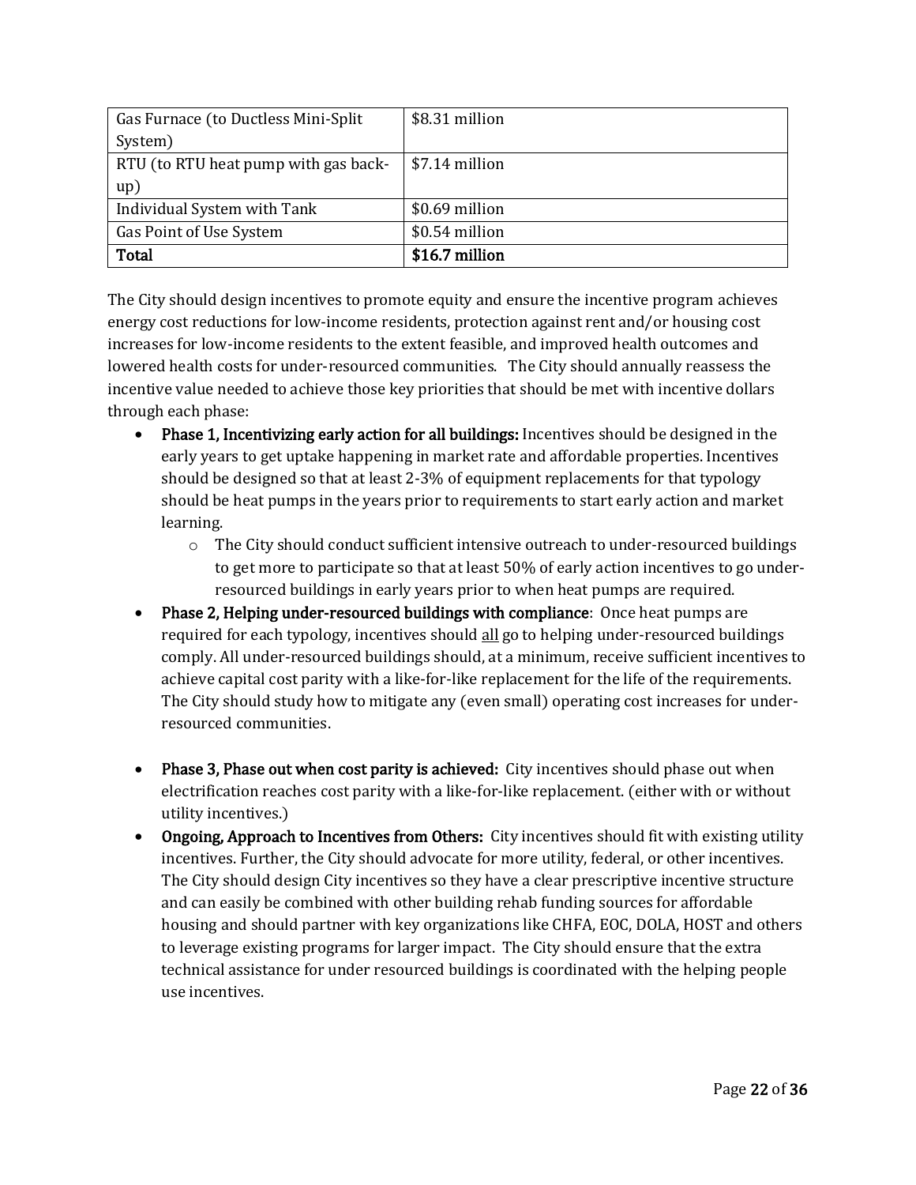| | |
|---|---|
| Gas Furnace (to Ductless Mini-Split System) | $8.31 million |
| RTU (to RTU heat pump with gas back-up) | $7.14 million |
| Individual System with Tank | $0.69 million |
| Gas Point of Use System | $0.54 million |
| **Total** | **$16.7 million** |

The City should design incentives to promote equity and ensure the incentive program achieves energy cost reductions for low-income residents, protection against rent and/or housing cost increases for low-income residents to the extent feasible, and improved health outcomes and lowered health costs for under-resourced communities. The City should annually reassess the incentive value needed to achieve those key priorities that should be met with incentive dollars through each phase:

- **Phase 1, Incentivizing early action for all buildings:** Incentives should be designed in the early years to get uptake happening in market rate and affordable properties. Incentives should be designed so that at least 2-3% of equipment replacements for that typology should be heat pumps in the years prior to requirements to start early action and market learning.
    - The City should conduct sufficient intensive outreach to under-resourced buildings to get more to participate so that at least 50% of early action incentives to go under-resourced buildings in early years prior to when heat pumps are required.
- **Phase 2, Helping under-resourced buildings with compliance**: Once heat pumps are required for each typology, incentives should <u>all</u> go to helping under-resourced buildings comply. All under-resourced buildings should, at a minimum, receive sufficient incentives to achieve capital cost parity with a like-for-like replacement for the life of the requirements. The City should study how to mitigate any (even small) operating cost increases for under-resourced communities.
- **Phase 3, Phase out when cost parity is achieved:** City incentives should phase out when electrification reaches cost parity with a like-for-like replacement. (either with or without utility incentives.)
- **Ongoing, Approach to Incentives from Others:** City incentives should fit with existing utility incentives. Further, the City should advocate for more utility, federal, or other incentives. The City should design City incentives so they have a clear prescriptive incentive structure and can easily be combined with other building rehab funding sources for affordable housing and should partner with key organizations like CHFA, EOC, DOLA, HOST and others to leverage existing programs for larger impact. The City should ensure that the extra technical assistance for under resourced buildings is coordinated with the helping people use incentives.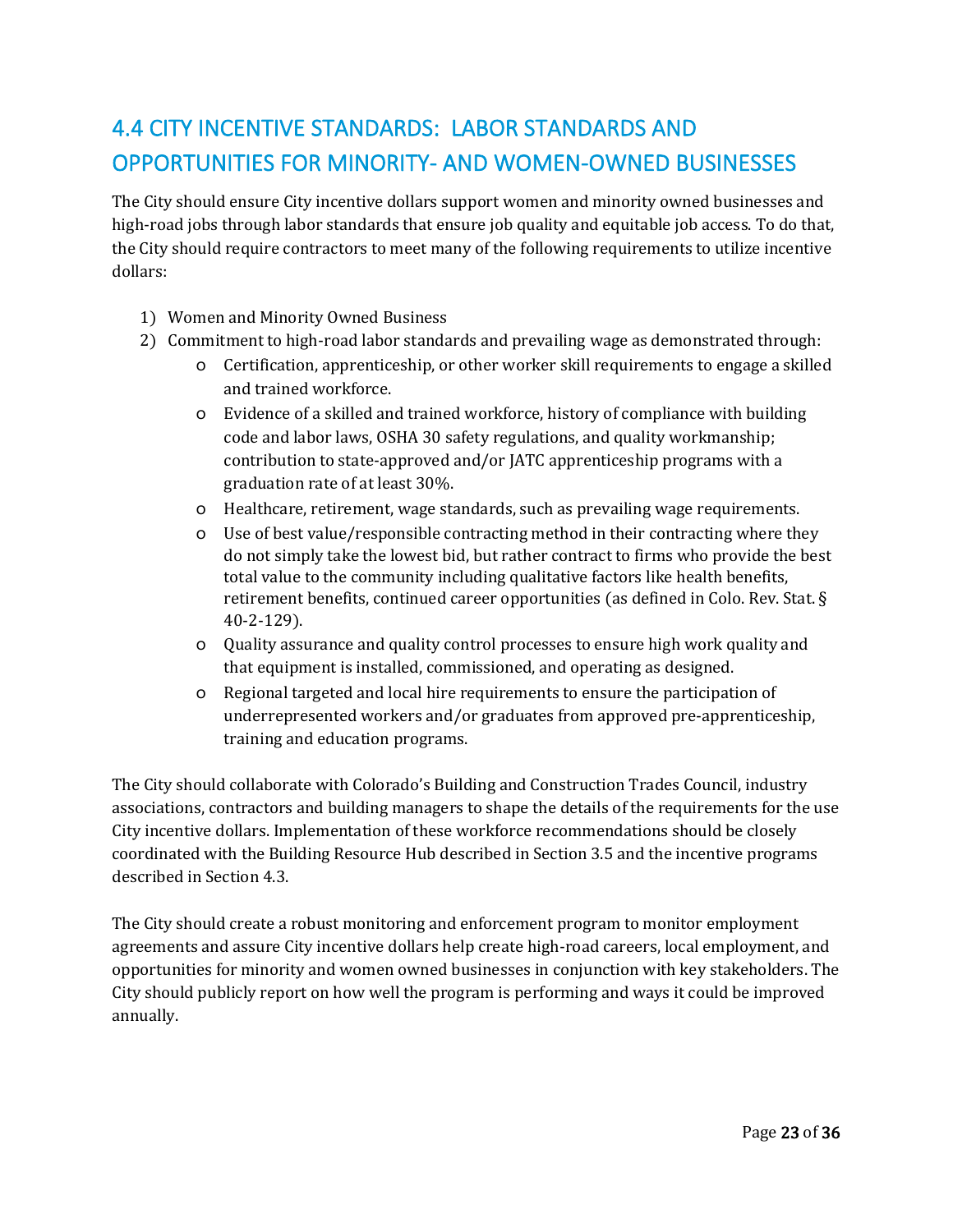## 4.4 CITY INCENTIVE STANDARDS: LABOR STANDARDS AND OPPORTUNITIES FOR MINORITY- AND WOMEN-OWNED BUSINESSES

The City should ensure City incentive dollars support women and minority owned businesses and high-road jobs through labor standards that ensure job quality and equitable job access. To do that, the City should require contractors to meet many of the following requirements to utilize incentive dollars:

1) Women and Minority Owned Business
2) Commitment to high-road labor standards and prevailing wage as demonstrated through:
   - Certification, apprenticeship, or other worker skill requirements to engage a skilled and trained workforce.
   - Evidence of a skilled and trained workforce, history of compliance with building code and labor laws, OSHA 30 safety regulations, and quality workmanship; contribution to state-approved and/or JATC apprenticeship programs with a graduation rate of at least 30%.
   - Healthcare, retirement, wage standards, such as prevailing wage requirements.
   - Use of best value/responsible contracting method in their contracting where they do not simply take the lowest bid, but rather contract to firms who provide the best total value to the community including qualitative factors like health benefits, retirement benefits, continued career opportunities (as defined in Colo. Rev. Stat. § 40-2-129).
   - Quality assurance and quality control processes to ensure high work quality and that equipment is installed, commissioned, and operating as designed.
   - Regional targeted and local hire requirements to ensure the participation of underrepresented workers and/or graduates from approved pre-apprenticeship, training and education programs.

The City should collaborate with Colorado's Building and Construction Trades Council, industry associations, contractors and building managers to shape the details of the requirements for the use City incentive dollars. Implementation of these workforce recommendations should be closely coordinated with the Building Resource Hub described in Section 3.5 and the incentive programs described in Section 4.3.

The City should create a robust monitoring and enforcement program to monitor employment agreements and assure City incentive dollars help create high-road careers, local employment, and opportunities for minority and women owned businesses in conjunction with key stakeholders. The City should publicly report on how well the program is performing and ways it could be improved annually.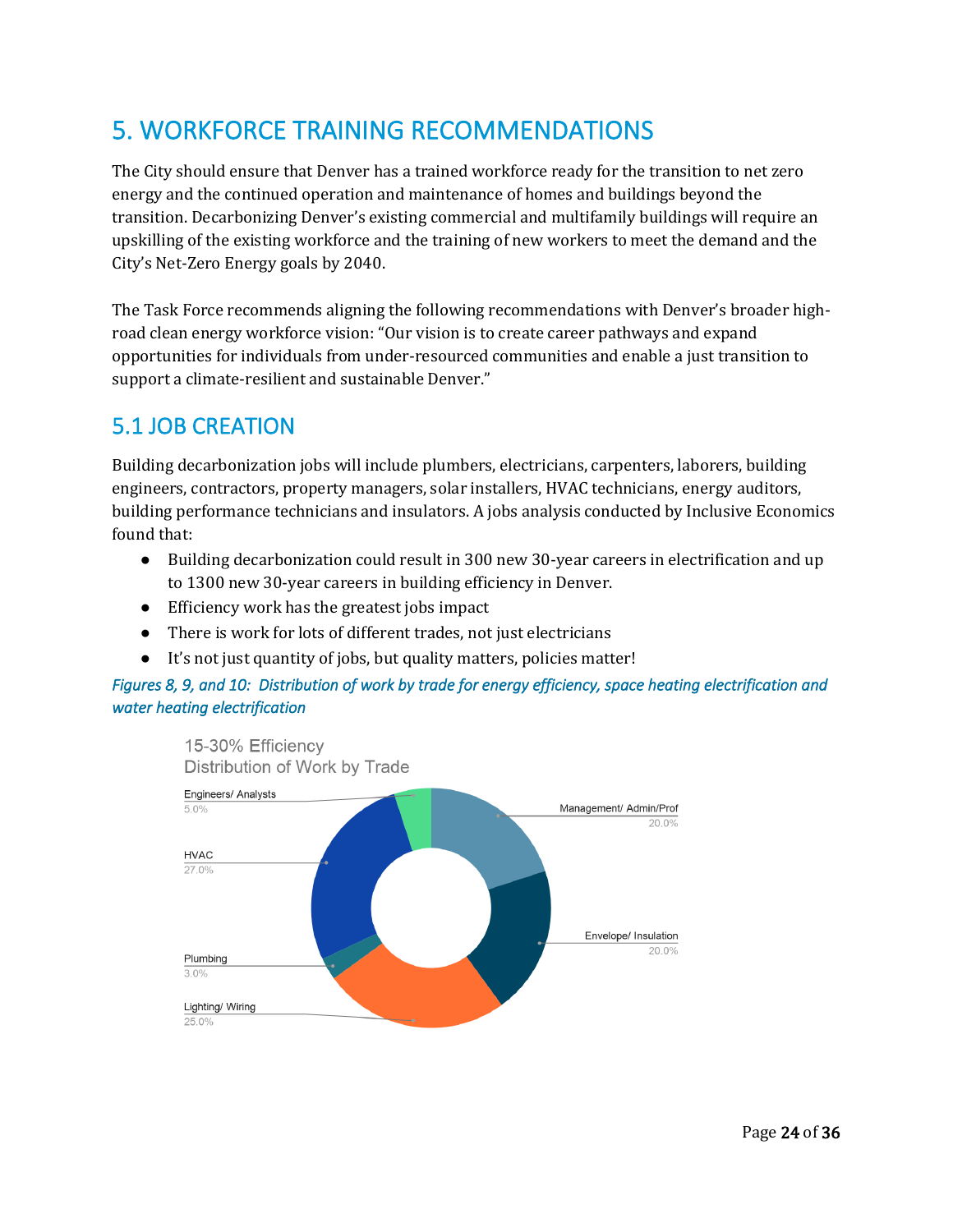# 5. WORKFORCE TRAINING RECOMMENDATIONS

The City should ensure that Denver has a trained workforce ready for the transition to net zero energy and the continued operation and maintenance of homes and buildings beyond the transition. Decarbonizing Denver's existing commercial and multifamily buildings will require an upskilling of the existing workforce and the training of new workers to meet the demand and the City's Net-Zero Energy goals by 2040.

The Task Force recommends aligning the following recommendations with Denver's broader high-road clean energy workforce vision: "Our vision is to create career pathways and expand opportunities for individuals from under-resourced communities and enable a just transition to support a climate-resilient and sustainable Denver."

## 5.1 JOB CREATION

Building decarbonization jobs will include plumbers, electricians, carpenters, laborers, building engineers, contractors, property managers, solar installers, HVAC technicians, energy auditors, building performance technicians and insulators. A jobs analysis conducted by Inclusive Economics found that:

- Building decarbonization could result in 300 new 30-year careers in electrification and up to 1300 new 30-year careers in building efficiency in Denver.
- Efficiency work has the greatest jobs impact
- There is work for lots of different trades, not just electricians
- It's not just quantity of jobs, but quality matters, policies matter!

*Figures 8, 9, and 10: Distribution of work by trade for energy efficiency, space heating electrification and water heating electrification*

15-30% Efficiency
Distribution of Work by Trade

- Engineers/ Analysts: 5.0%
- Management/ Admin/Prof: 20.0%
- HVAC: 27.0%
- Envelope/ Insulation: 20.0%
- Plumbing: 3.0%
- Lighting/ Wiring: 25.0%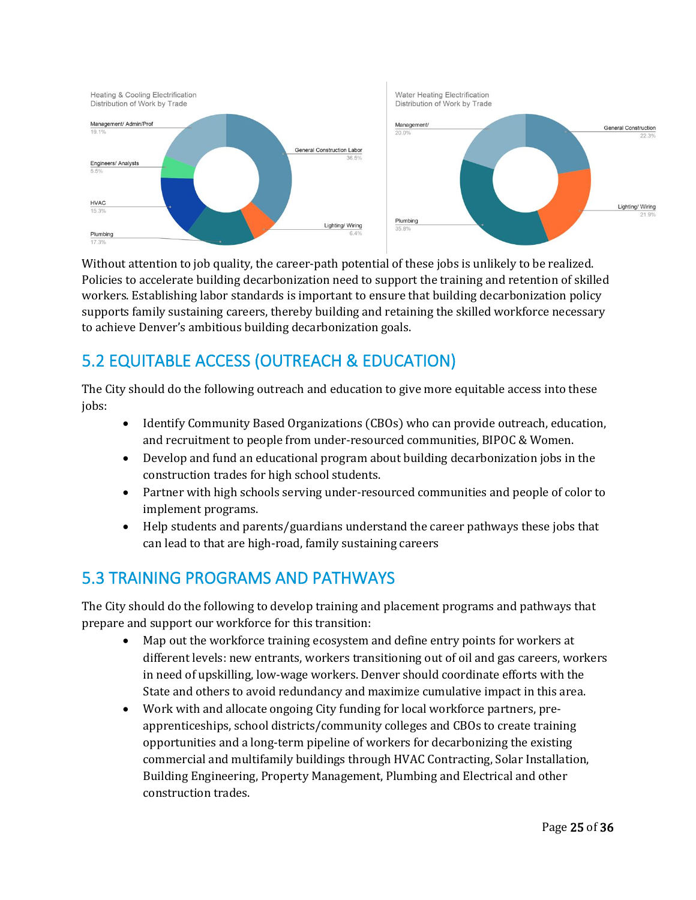Heating & Cooling Electrification
Distribution of Work by Trade

Management/ Admin/Prof 19.1%
Engineers/ Analysts 5.5%
HVAC 15.3%
Plumbing 17.3%
General Construction Labor 36.5%
Lighting/ Wiring 6.4%

Water Heating Electrification
Distribution of Work by Trade

Management/ 20.0%
Plumbing 35.8%
General Construction 22.3%
Lighting/ Wiring 21.9%

Without attention to job quality, the career-path potential of these jobs is unlikely to be realized. Policies to accelerate building decarbonization need to support the training and retention of skilled workers. Establishing labor standards is important to ensure that building decarbonization policy supports family sustaining careers, thereby building and retaining the skilled workforce necessary to achieve Denver's ambitious building decarbonization goals.

## 5.2 EQUITABLE ACCESS (OUTREACH & EDUCATION)

The City should do the following outreach and education to give more equitable access into these jobs:

- Identify Community Based Organizations (CBOs) who can provide outreach, education, and recruitment to people from under-resourced communities, BIPOC & Women.
- Develop and fund an educational program about building decarbonization jobs in the construction trades for high school students.
- Partner with high schools serving under-resourced communities and people of color to implement programs.
- Help students and parents/guardians understand the career pathways these jobs that can lead to that are high-road, family sustaining careers

## 5.3 TRAINING PROGRAMS AND PATHWAYS

The City should do the following to develop training and placement programs and pathways that prepare and support our workforce for this transition:

- Map out the workforce training ecosystem and define entry points for workers at different levels: new entrants, workers transitioning out of oil and gas careers, workers in need of upskilling, low-wage workers. Denver should coordinate efforts with the State and others to avoid redundancy and maximize cumulative impact in this area.
- Work with and allocate ongoing City funding for local workforce partners, pre-apprenticeships, school districts/community colleges and CBOs to create training opportunities and a long-term pipeline of workers for decarbonizing the existing commercial and multifamily buildings through HVAC Contracting, Solar Installation, Building Engineering, Property Management, Plumbing and Electrical and other construction trades.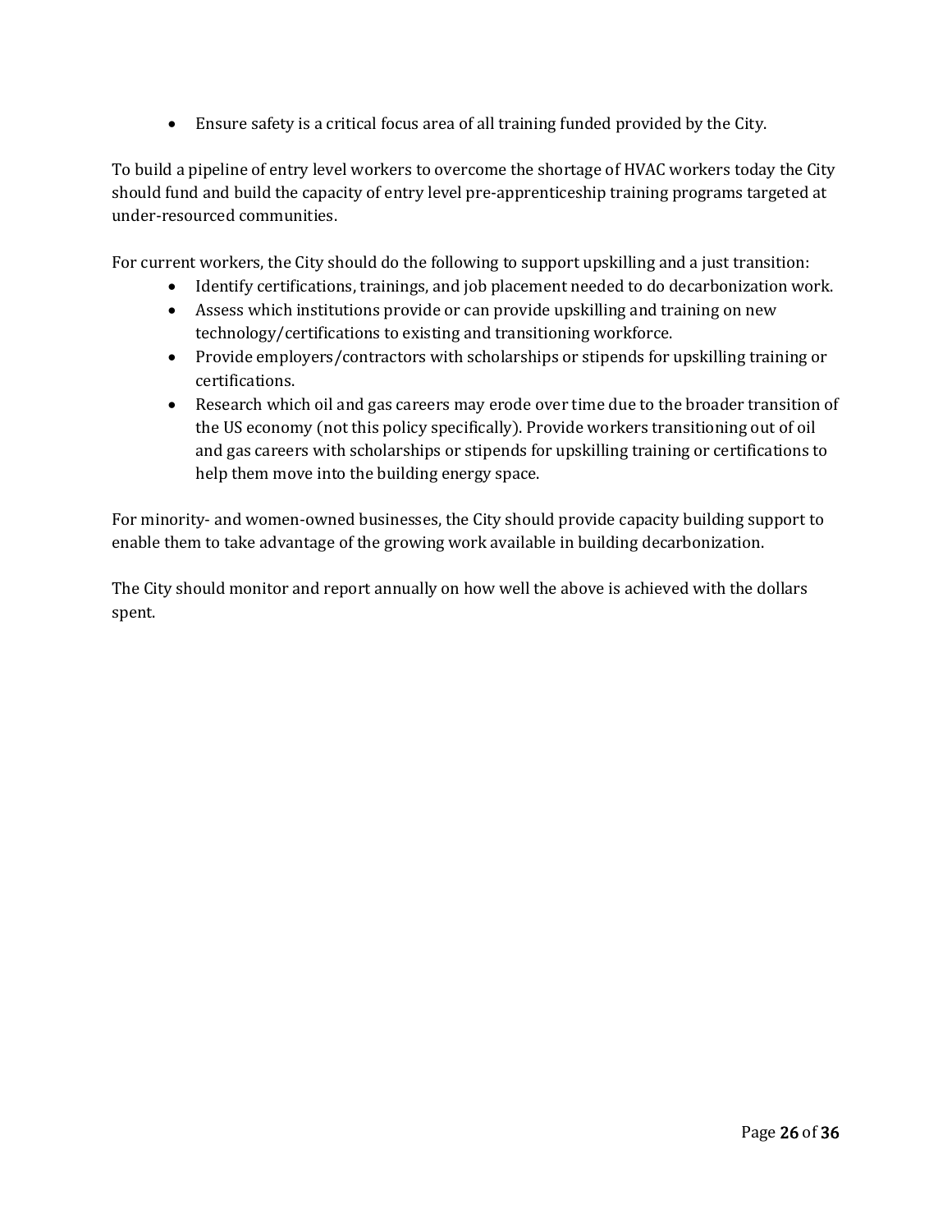- Ensure safety is a critical focus area of all training funded provided by the City.

To build a pipeline of entry level workers to overcome the shortage of HVAC workers today the City should fund and build the capacity of entry level pre-apprenticeship training programs targeted at under-resourced communities.

For current workers, the City should do the following to support upskilling and a just transition:

- Identify certifications, trainings, and job placement needed to do decarbonization work.
- Assess which institutions provide or can provide upskilling and training on new technology/certifications to existing and transitioning workforce.
- Provide employers/contractors with scholarships or stipends for upskilling training or certifications.
- Research which oil and gas careers may erode over time due to the broader transition of the US economy (not this policy specifically). Provide workers transitioning out of oil and gas careers with scholarships or stipends for upskilling training or certifications to help them move into the building energy space.

For minority- and women-owned businesses, the City should provide capacity building support to enable them to take advantage of the growing work available in building decarbonization.

The City should monitor and report annually on how well the above is achieved with the dollars spent.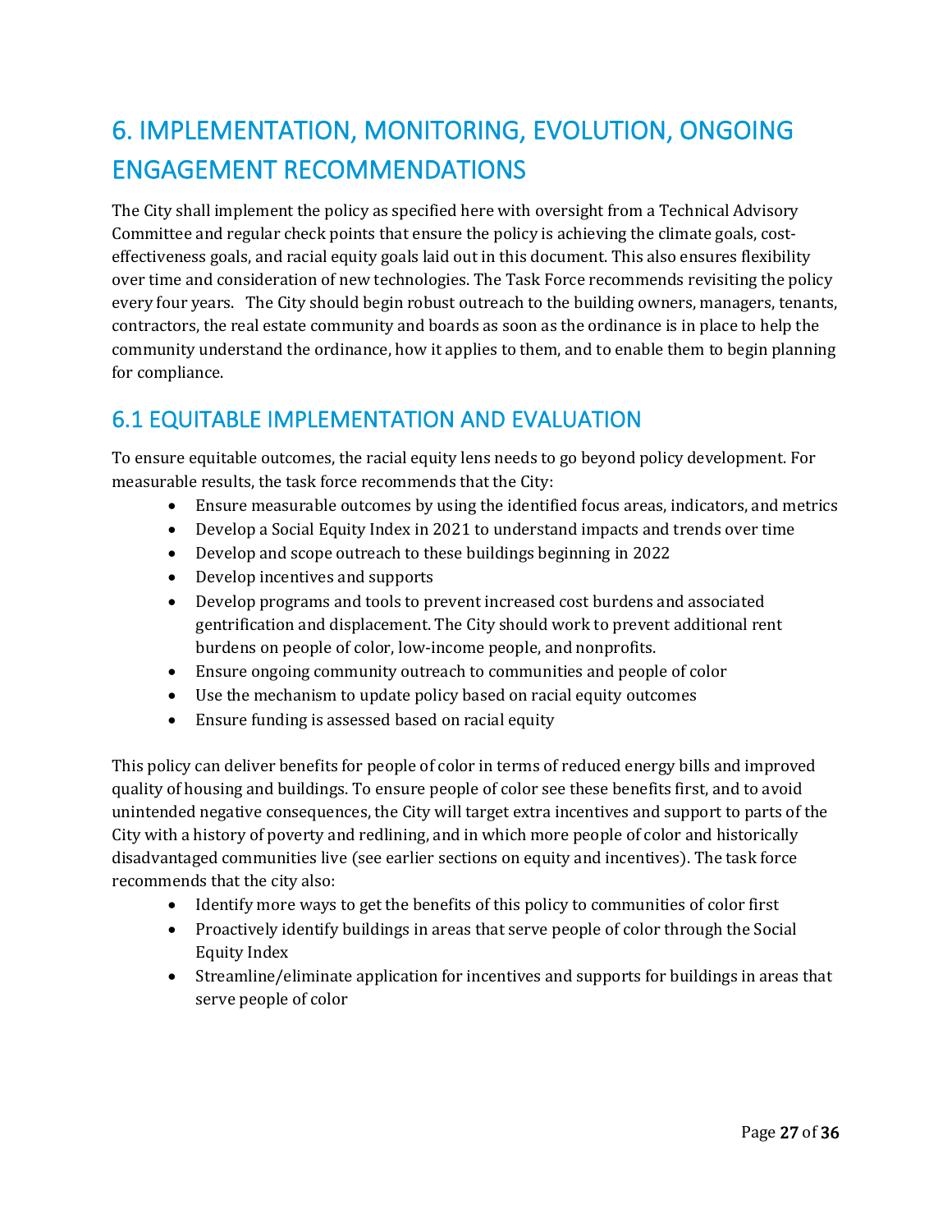# 6. IMPLEMENTATION, MONITORING, EVOLUTION, ONGOING ENGAGEMENT RECOMMENDATIONS

The City shall implement the policy as specified here with oversight from a Technical Advisory Committee and regular check points that ensure the policy is achieving the climate goals, cost-effectiveness goals, and racial equity goals laid out in this document. This also ensures flexibility over time and consideration of new technologies. The Task Force recommends revisiting the policy every four years. The City should begin robust outreach to the building owners, managers, tenants, contractors, the real estate community and boards as soon as the ordinance is in place to help the community understand the ordinance, how it applies to them, and to enable them to begin planning for compliance.

## 6.1 EQUITABLE IMPLEMENTATION AND EVALUATION

To ensure equitable outcomes, the racial equity lens needs to go beyond policy development. For measurable results, the task force recommends that the City:

- Ensure measurable outcomes by using the identified focus areas, indicators, and metrics
- Develop a Social Equity Index in 2021 to understand impacts and trends over time
- Develop and scope outreach to these buildings beginning in 2022
- Develop incentives and supports
- Develop programs and tools to prevent increased cost burdens and associated gentrification and displacement. The City should work to prevent additional rent burdens on people of color, low-income people, and nonprofits.
- Ensure ongoing community outreach to communities and people of color
- Use the mechanism to update policy based on racial equity outcomes
- Ensure funding is assessed based on racial equity

This policy can deliver benefits for people of color in terms of reduced energy bills and improved quality of housing and buildings. To ensure people of color see these benefits first, and to avoid unintended negative consequences, the City will target extra incentives and support to parts of the City with a history of poverty and redlining, and in which more people of color and historically disadvantaged communities live (see earlier sections on equity and incentives). The task force recommends that the city also:

- Identify more ways to get the benefits of this policy to communities of color first
- Proactively identify buildings in areas that serve people of color through the Social Equity Index
- Streamline/eliminate application for incentives and supports for buildings in areas that serve people of color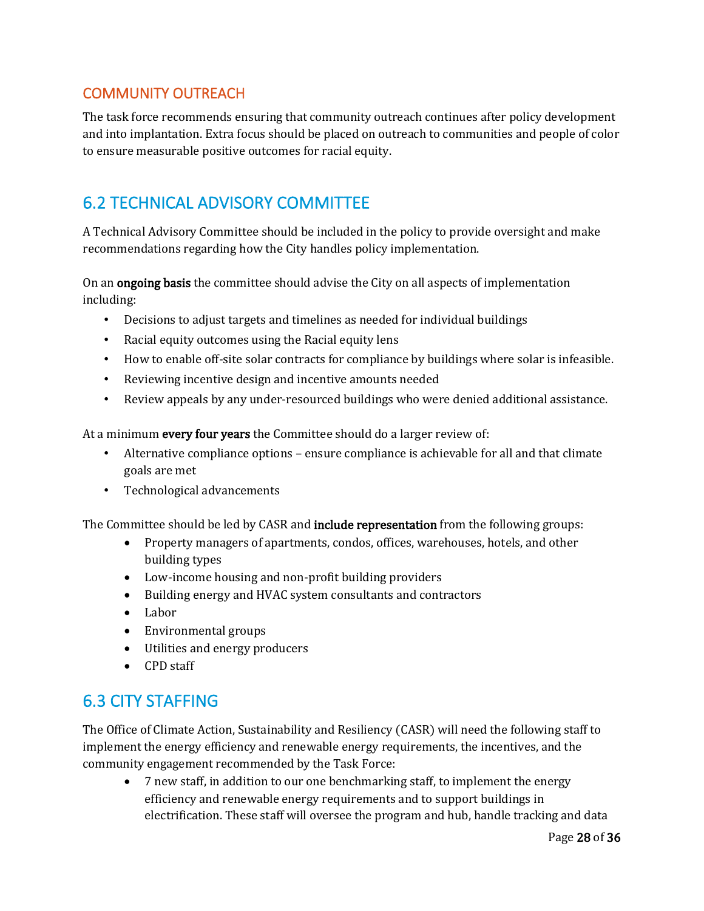### COMMUNITY OUTREACH

The task force recommends ensuring that community outreach continues after policy development and into implantation. Extra focus should be placed on outreach to communities and people of color to ensure measurable positive outcomes for racial equity.

## 6.2 TECHNICAL ADVISORY COMMITTEE

A Technical Advisory Committee should be included in the policy to provide oversight and make recommendations regarding how the City handles policy implementation.

On an **ongoing basis** the committee should advise the City on all aspects of implementation including:

- Decisions to adjust targets and timelines as needed for individual buildings
- Racial equity outcomes using the Racial equity lens
- How to enable off-site solar contracts for compliance by buildings where solar is infeasible.
- Reviewing incentive design and incentive amounts needed
- Review appeals by any under-resourced buildings who were denied additional assistance.

At a minimum **every four years** the Committee should do a larger review of:

- Alternative compliance options – ensure compliance is achievable for all and that climate goals are met
- Technological advancements

The Committee should be led by CASR and **include representation** from the following groups:

- Property managers of apartments, condos, offices, warehouses, hotels, and other building types
- Low-income housing and non-profit building providers
- Building energy and HVAC system consultants and contractors
- Labor
- Environmental groups
- Utilities and energy producers
- CPD staff

## 6.3 CITY STAFFING

The Office of Climate Action, Sustainability and Resiliency (CASR) will need the following staff to implement the energy efficiency and renewable energy requirements, the incentives, and the community engagement recommended by the Task Force:

- 7 new staff, in addition to our one benchmarking staff, to implement the energy efficiency and renewable energy requirements and to support buildings in electrification. These staff will oversee the program and hub, handle tracking and data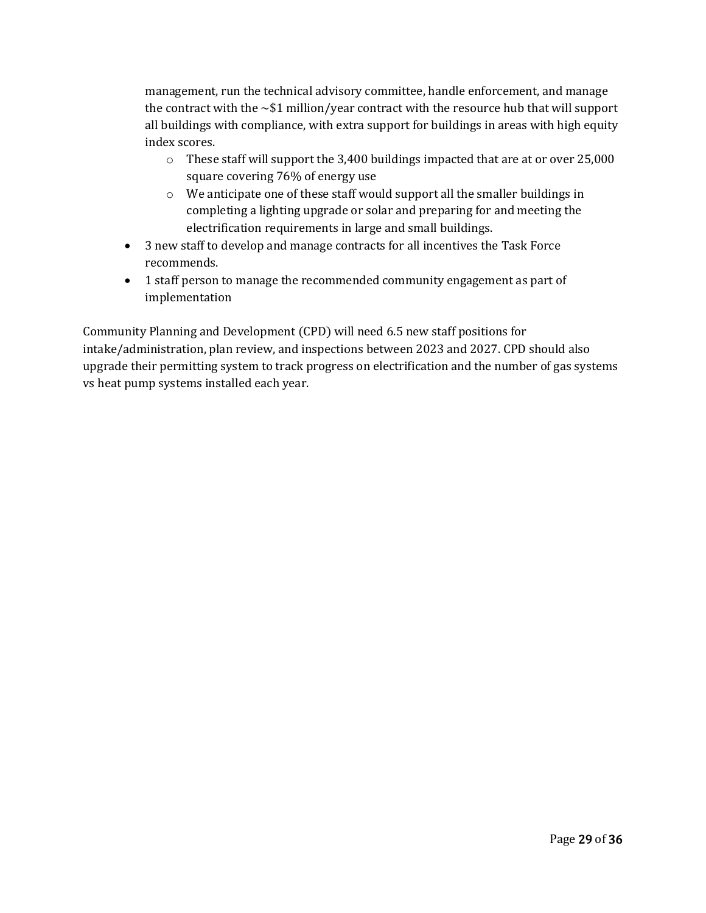management, run the technical advisory committee, handle enforcement, and manage the contract with the ~$1 million/year contract with the resource hub that will support all buildings with compliance, with extra support for buildings in areas with high equity index scores.
  - These staff will support the 3,400 buildings impacted that are at or over 25,000 square covering 76% of energy use
  - We anticipate one of these staff would support all the smaller buildings in completing a lighting upgrade or solar and preparing for and meeting the electrification requirements in large and small buildings.
- 3 new staff to develop and manage contracts for all incentives the Task Force recommends.
- 1 staff person to manage the recommended community engagement as part of implementation

Community Planning and Development (CPD) will need 6.5 new staff positions for intake/administration, plan review, and inspections between 2023 and 2027. CPD should also upgrade their permitting system to track progress on electrification and the number of gas systems vs heat pump systems installed each year.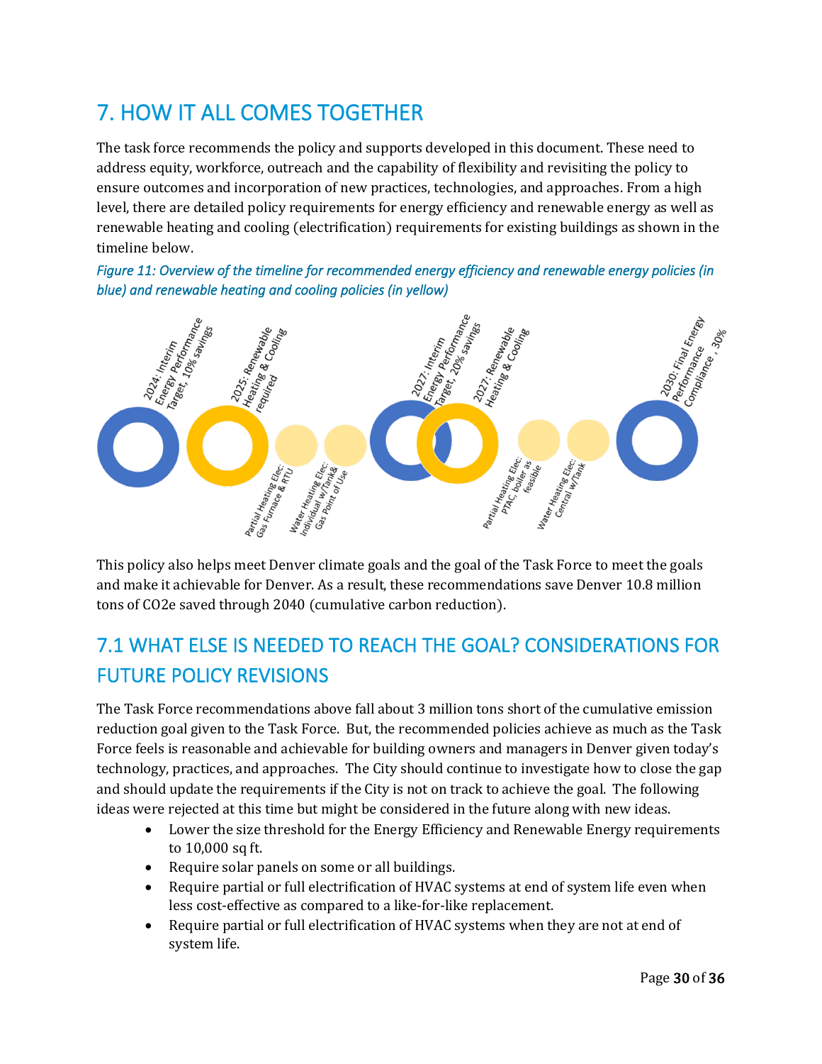# 7. HOW IT ALL COMES TOGETHER

The task force recommends the policy and supports developed in this document. These need to address equity, workforce, outreach and the capability of flexibility and revisiting the policy to ensure outcomes and incorporation of new practices, technologies, and approaches. From a high level, there are detailed policy requirements for energy efficiency and renewable energy as well as renewable heating and cooling (electrification) requirements for existing buildings as shown in the timeline below.

*Figure 11: Overview of the timeline for recommended energy efficiency and renewable energy policies (in blue) and renewable heating and cooling policies (in yellow)*

2024: Interim Energy Performance Target, 10% savings

2025: Renewable Heating & Cooling required

Partial Heating Elec: Gas Furnace & RTU

Water Heating Elec: Individual w/Tank& Gas Point of Use

2027: Interim Energy Performance Target, 20% savings

2027: Renewable Heating & Cooling

Partial Heating Elec: PTAC, boiler as feasible

Water Heating Elec: Central w/Tank

2030: Final Energy Performance Compliance , 30%

This policy also helps meet Denver climate goals and the goal of the Task Force to meet the goals and make it achievable for Denver. As a result, these recommendations save Denver 10.8 million tons of $CO_2e$ saved through 2040 (cumulative carbon reduction).

## 7.1 WHAT ELSE IS NEEDED TO REACH THE GOAL? CONSIDERATIONS FOR FUTURE POLICY REVISIONS

The Task Force recommendations above fall about 3 million tons short of the cumulative emission reduction goal given to the Task Force. But, the recommended policies achieve as much as the Task Force feels is reasonable and achievable for building owners and managers in Denver given today's technology, practices, and approaches. The City should continue to investigate how to close the gap and should update the requirements if the City is not on track to achieve the goal. The following ideas were rejected at this time but might be considered in the future along with new ideas.

- Lower the size threshold for the Energy Efficiency and Renewable Energy requirements to 10,000 sq ft.
- Require solar panels on some or all buildings.
- Require partial or full electrification of HVAC systems at end of system life even when less cost-effective as compared to a like-for-like replacement.
- Require partial or full electrification of HVAC systems when they are not at end of system life.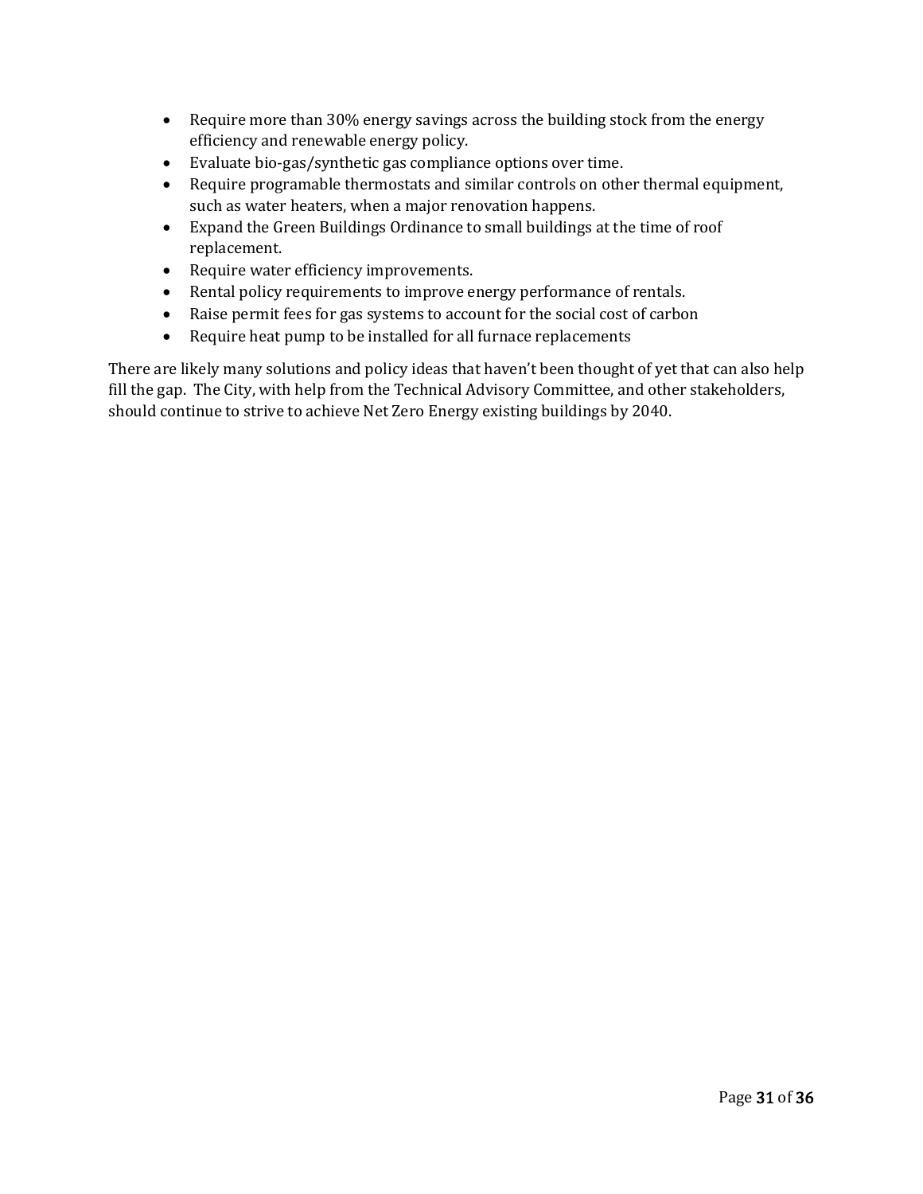- Require more than 30% energy savings across the building stock from the energy efficiency and renewable energy policy.
- Evaluate bio-gas/synthetic gas compliance options over time.
- Require programable thermostats and similar controls on other thermal equipment, such as water heaters, when a major renovation happens.
- Expand the Green Buildings Ordinance to small buildings at the time of roof replacement.
- Require water efficiency improvements.
- Rental policy requirements to improve energy performance of rentals.
- Raise permit fees for gas systems to account for the social cost of carbon
- Require heat pump to be installed for all furnace replacements

There are likely many solutions and policy ideas that haven't been thought of yet that can also help fill the gap. The City, with help from the Technical Advisory Committee, and other stakeholders, should continue to strive to achieve Net Zero Energy existing buildings by 2040.